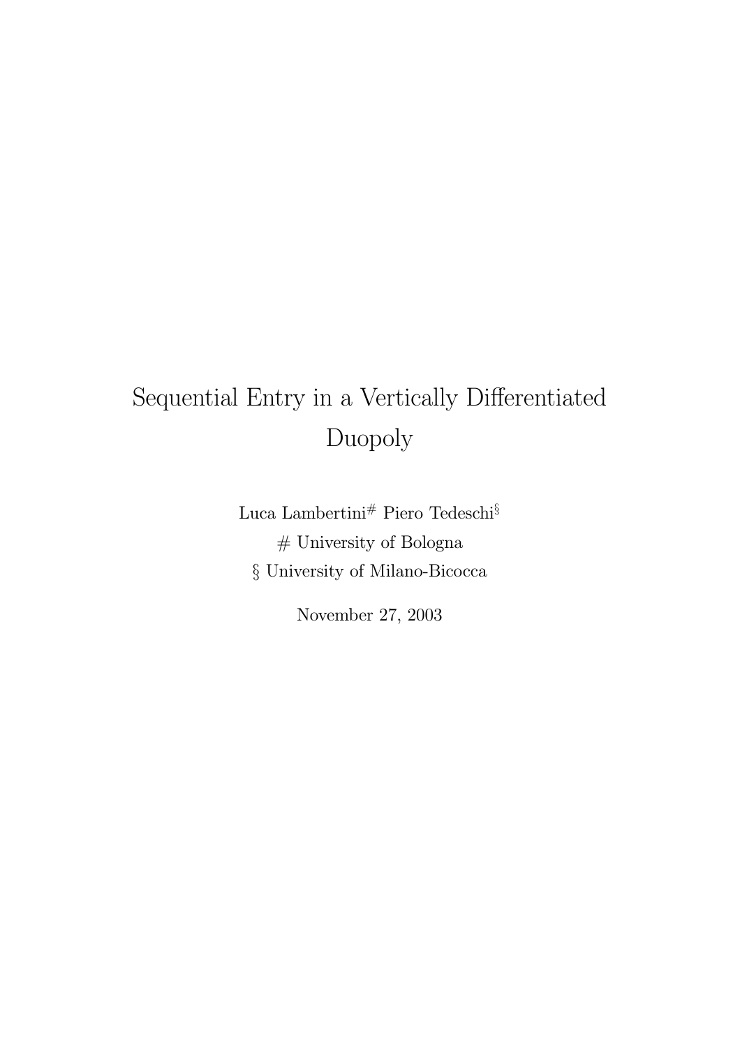# Sequential Entry in a Vertically Differentiated Duopoly

Luca Lambertini[#] Piero Tedeschi[§]

[#] University of Bologna

[§] University of Milano-Bicocca

November 27, 2003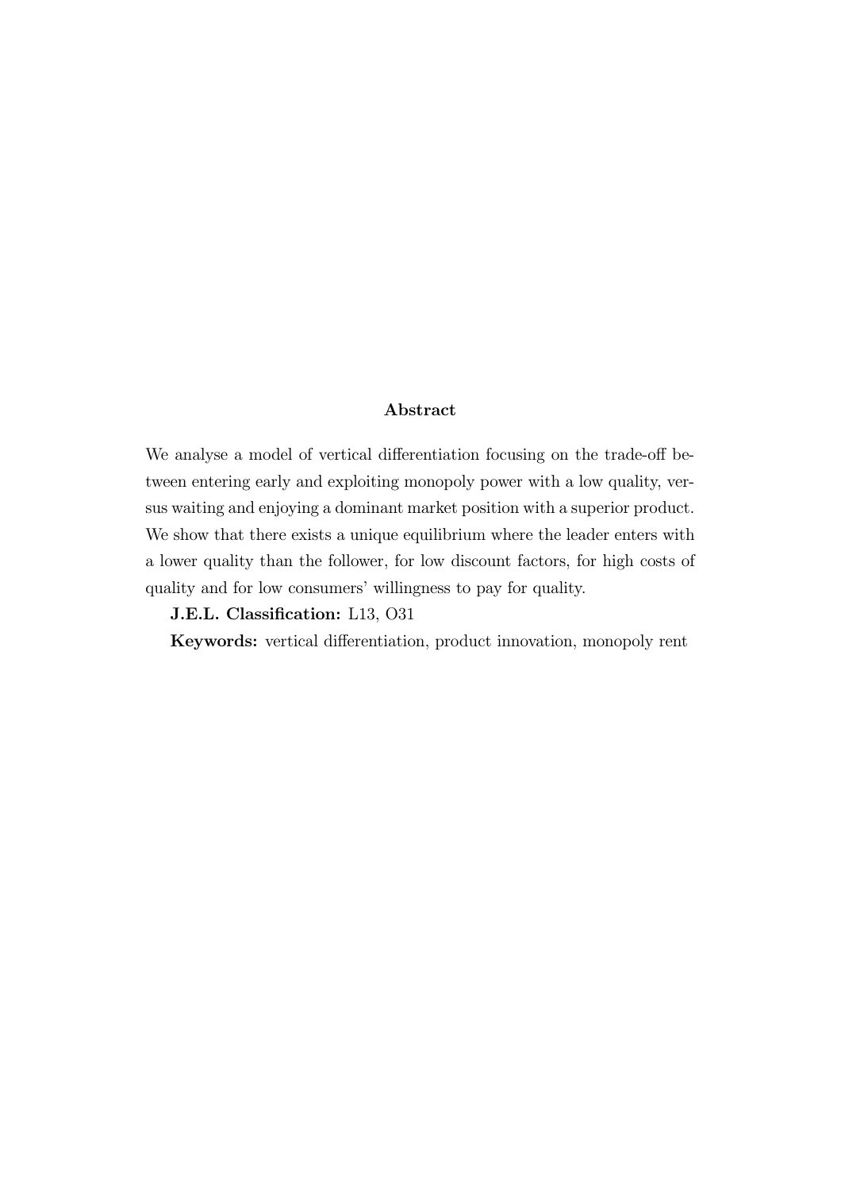## Abstract

We analyse a model of vertical differentiation focusing on the trade-off between entering early and exploiting monopoly power with a low quality, versus waiting and enjoying a dominant market position with a superior product. We show that there exists a unique equilibrium where the leader enters with a lower quality than the follower, for low discount factors, for high costs of quality and for low consumers' willingness to pay for quality.

**J.E.L. Classification:** L13, O31

**Keywords:** vertical differentiation, product innovation, monopoly rent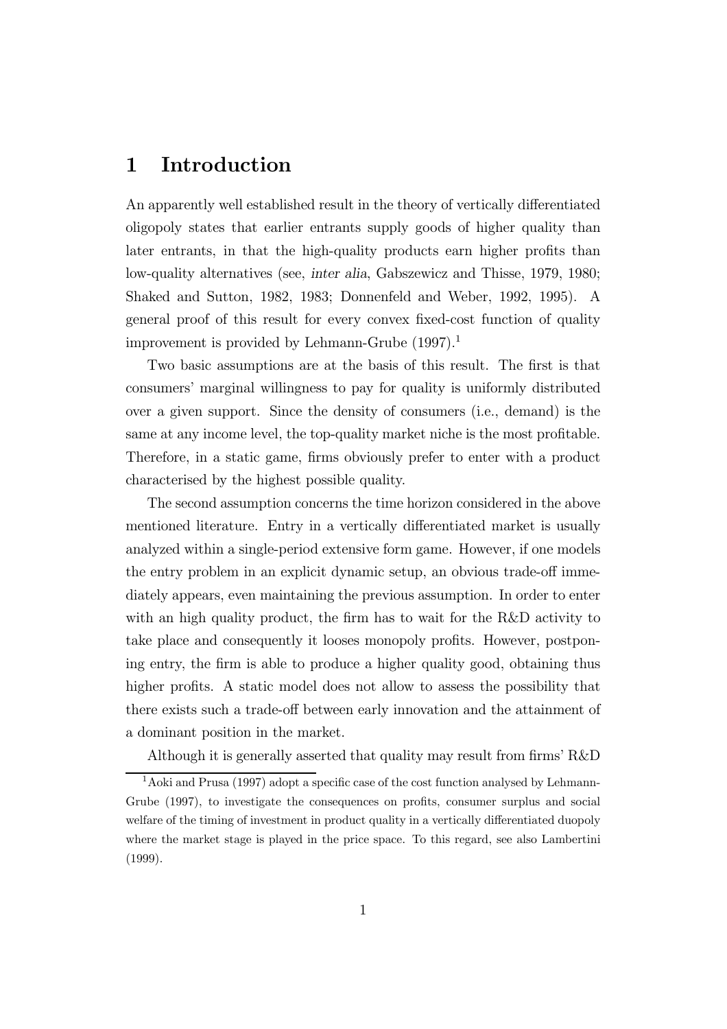# 1 Introduction

An apparently well established result in the theory of vertically differentiated oligopoly states that earlier entrants supply goods of higher quality than later entrants, in that the high-quality products earn higher profits than low-quality alternatives (see, *inter alia*, Gabszewicz and Thisse, 1979, 1980; Shaked and Sutton, 1982, 1983; Donnenfeld and Weber, 1992, 1995). A general proof of this result for every convex fixed-cost function of quality improvement is provided by Lehmann-Grube (1997).[1]

Two basic assumptions are at the basis of this result. The first is that consumers' marginal willingness to pay for quality is uniformly distributed over a given support. Since the density of consumers (i.e., demand) is the same at any income level, the top-quality market niche is the most profitable. Therefore, in a static game, firms obviously prefer to enter with a product characterised by the highest possible quality.

The second assumption concerns the time horizon considered in the above mentioned literature. Entry in a vertically differentiated market is usually analyzed within a single-period extensive form game. However, if one models the entry problem in an explicit dynamic setup, an obvious trade-off immediately appears, even maintaining the previous assumption. In order to enter with an high quality product, the firm has to wait for the R&D activity to take place and consequently it looses monopoly profits. However, postponing entry, the firm is able to produce a higher quality good, obtaining thus higher profits. A static model does not allow to assess the possibility that there exists such a trade-off between early innovation and the attainment of a dominant position in the market.

Although it is generally asserted that quality may result from firms' R&D

[1] Aoki and Prusa (1997) adopt a specific case of the cost function analysed by Lehmann-Grube (1997), to investigate the consequences on profits, consumer surplus and social welfare of the timing of investment in product quality in a vertically differentiated duopoly where the market stage is played in the price space. To this regard, see also Lambertini (1999).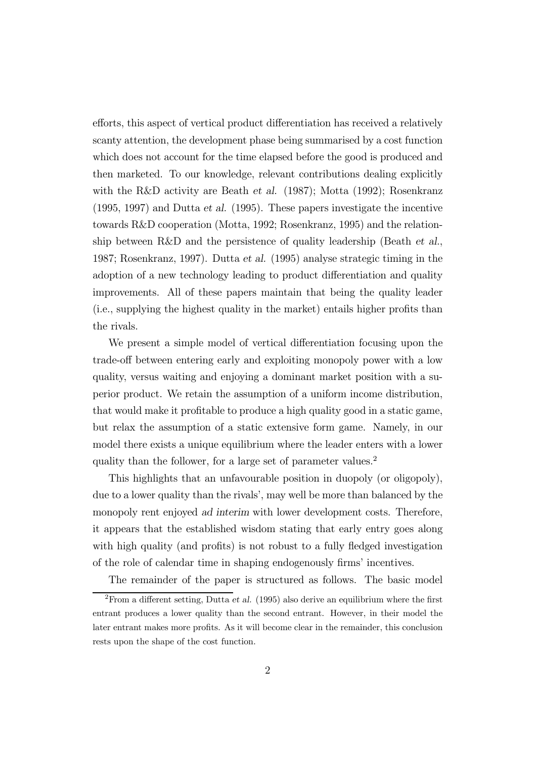efforts, this aspect of vertical product differentiation has received a relatively scanty attention, the development phase being summarised by a cost function which does not account for the time elapsed before the good is produced and then marketed. To our knowledge, relevant contributions dealing explicitly with the R&D activity are Beath *et al.* (1987); Motta (1992); Rosenkranz (1995, 1997) and Dutta *et al.* (1995). These papers investigate the incentive towards R&D cooperation (Motta, 1992; Rosenkranz, 1995) and the relationship between R&D and the persistence of quality leadership (Beath *et al.*, 1987; Rosenkranz, 1997). Dutta *et al.* (1995) analyse strategic timing in the adoption of a new technology leading to product differentiation and quality improvements. All of these papers maintain that being the quality leader (i.e., supplying the highest quality in the market) entails higher profits than the rivals.

We present a simple model of vertical differentiation focusing upon the trade-off between entering early and exploiting monopoly power with a low quality, versus waiting and enjoying a dominant market position with a superior product. We retain the assumption of a uniform income distribution, that would make it profitable to produce a high quality good in a static game, but relax the assumption of a static extensive form game. Namely, in our model there exists a unique equilibrium where the leader enters with a lower quality than the follower, for a large set of parameter values.[2]

This highlights that an unfavourable position in duopoly (or oligopoly), due to a lower quality than the rivals', may well be more than balanced by the monopoly rent enjoyed *ad interim* with lower development costs. Therefore, it appears that the established wisdom stating that early entry goes along with high quality (and profits) is not robust to a fully fledged investigation of the role of calendar time in shaping endogenously firms' incentives.

The remainder of the paper is structured as follows. The basic model

[2] From a different setting, Dutta *et al.* (1995) also derive an equilibrium where the first entrant produces a lower quality than the second entrant. However, in their model the later entrant makes more profits. As it will become clear in the remainder, this conclusion rests upon the shape of the cost function.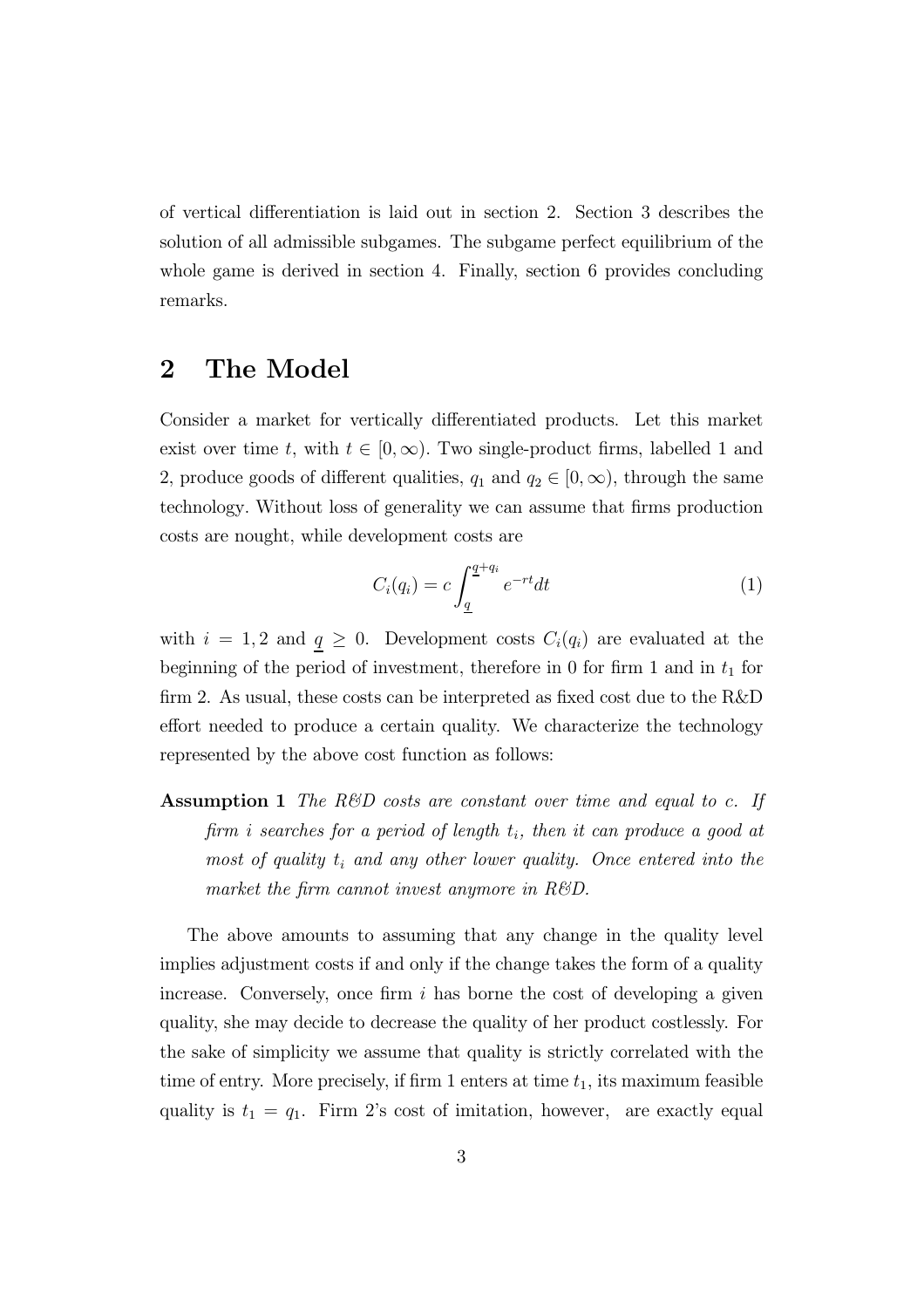of vertical differentiation is laid out in section 2. Section 3 describes the solution of all admissible subgames. The subgame perfect equilibrium of the whole game is derived in section 4. Finally, section 6 provides concluding remarks.

## 2 The Model

Consider a market for vertically differentiated products. Let this market exist over time $t$, with $t \in [0, \infty)$. Two single-product firms, labelled 1 and 2, produce goods of different qualities, $q_1$ and $q_2 \in [0, \infty)$, through the same technology. Without loss of generality we can assume that firms production costs are nought, while development costs are

$$C_i(q_i) = c \int_{\underline{q}}^{\underline{q}+q_i} e^{-rt} dt \tag{1}$$

with $i = 1, 2$ and $\underline{q} \geq 0$. Development costs $C_i(q_i)$ are evaluated at the beginning of the period of investment, therefore in 0 for firm 1 and in $t_1$ for firm 2. As usual, these costs can be interpreted as fixed cost due to the R&D effort needed to produce a certain quality. We characterize the technology represented by the above cost function as follows:

**Assumption 1** *The R&D costs are constant over time and equal to $c$. If firm $i$ searches for a period of length $t_i$, then it can produce a good at most of quality $t_i$ and any other lower quality. Once entered into the market the firm cannot invest anymore in R&D.*

The above amounts to assuming that any change in the quality level implies adjustment costs if and only if the change takes the form of a quality increase. Conversely, once firm $i$ has borne the cost of developing a given quality, she may decide to decrease the quality of her product costlessly. For the sake of simplicity we assume that quality is strictly correlated with the time of entry. More precisely, if firm 1 enters at time $t_1$, its maximum feasible quality is $t_1 = q_1$. Firm 2's cost of imitation, however, are exactly equal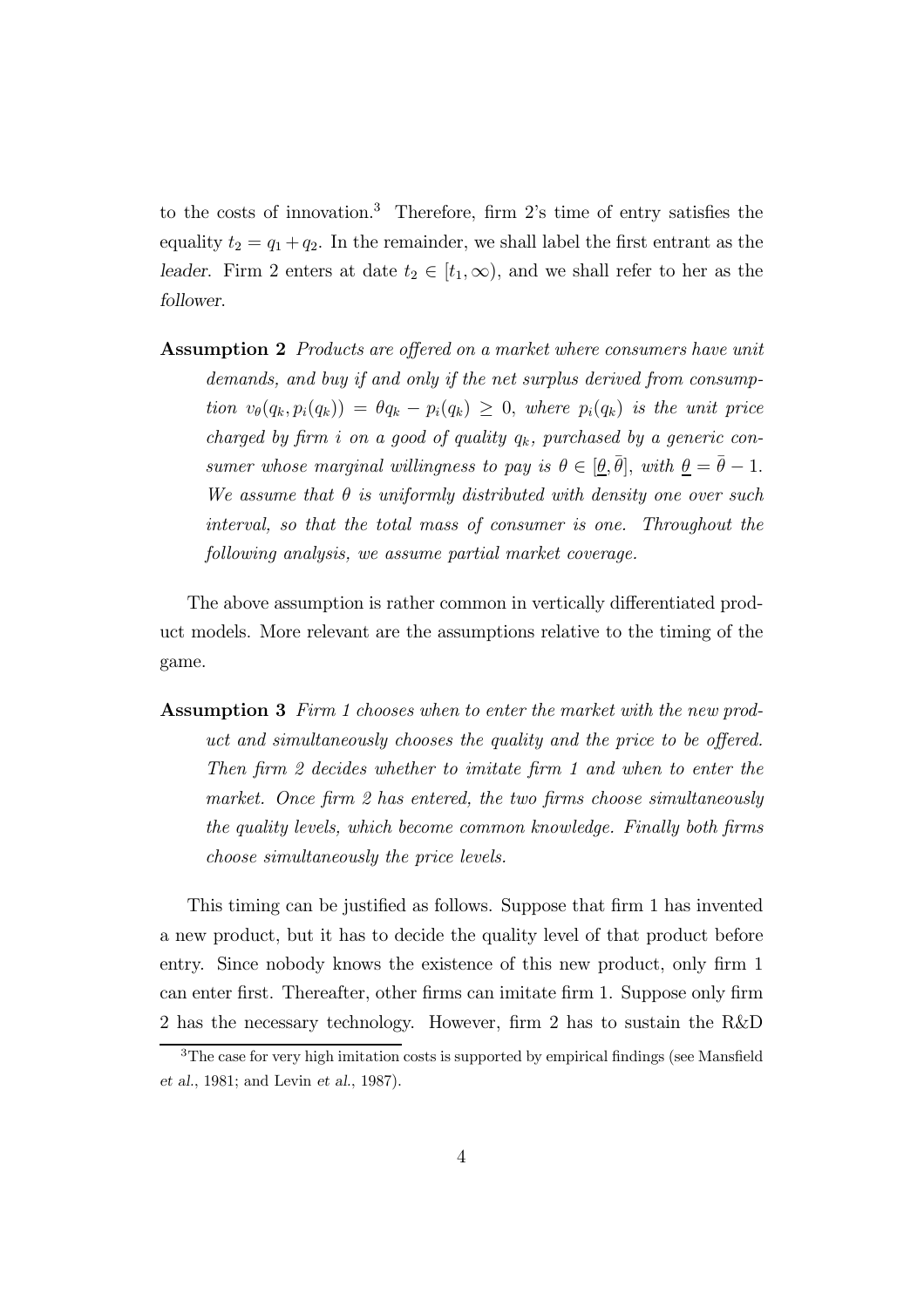to the costs of innovation.[3] Therefore, firm 2's time of entry satisfies the equality $t_2 = q_1 + q_2$. In the remainder, we shall label the first entrant as the *leader*. Firm 2 enters at date $t_2 \in [t_1, \infty)$, and we shall refer to her as the *follower*.

**Assumption 2** *Products are offered on a market where consumers have unit demands, and buy if and only if the net surplus derived from consumption* $v_\theta(q_k, p_i(q_k)) = \theta q_k - p_i(q_k) \geq 0$, *where* $p_i(q_k)$ *is the unit price charged by firm* $i$ *on a good of quality* $q_k$, *purchased by a generic consumer whose marginal willingness to pay is* $\theta \in [\underline{\theta}, \bar{\theta}]$, *with* $\underline{\theta} = \bar{\theta} - 1$. *We assume that* $\theta$ *is uniformly distributed with density one over such interval, so that the total mass of consumer is one. Throughout the following analysis, we assume partial market coverage.*

The above assumption is rather common in vertically differentiated product models. More relevant are the assumptions relative to the timing of the game.

**Assumption 3** *Firm 1 chooses when to enter the market with the new product and simultaneously chooses the quality and the price to be offered. Then firm 2 decides whether to imitate firm 1 and when to enter the market. Once firm 2 has entered, the two firms choose simultaneously the quality levels, which become common knowledge. Finally both firms choose simultaneously the price levels.*

This timing can be justified as follows. Suppose that firm 1 has invented a new product, but it has to decide the quality level of that product before entry. Since nobody knows the existence of this new product, only firm 1 can enter first. Thereafter, other firms can imitate firm 1. Suppose only firm 2 has the necessary technology. However, firm 2 has to sustain the R&D

[3] The case for very high imitation costs is supported by empirical findings (see Mansfield *et al.*, 1981; and Levin *et al.*, 1987).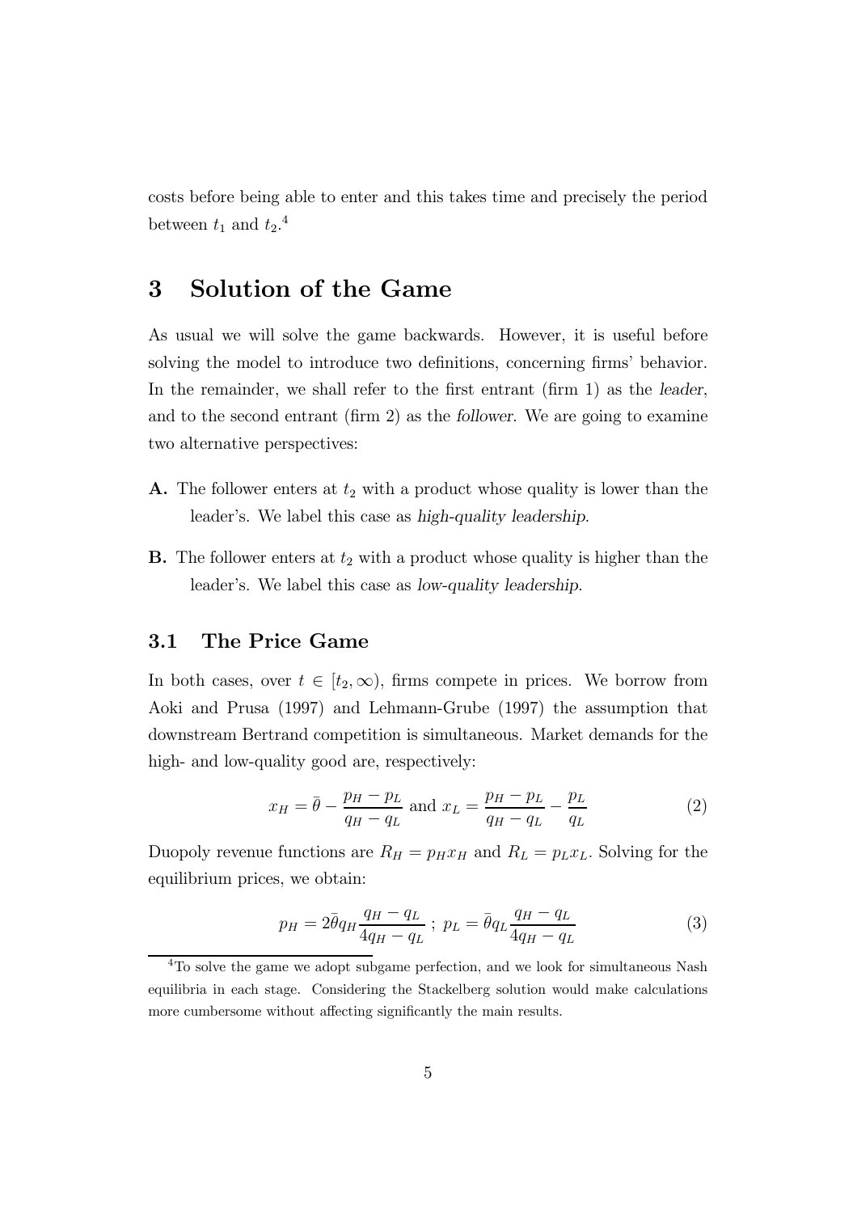costs before being able to enter and this takes time and precisely the period between $t_1$ and $t_2$.[4]

# 3 Solution of the Game

As usual we will solve the game backwards. However, it is useful before solving the model to introduce two definitions, concerning firms' behavior. In the remainder, we shall refer to the first entrant (firm 1) as the *leader*, and to the second entrant (firm 2) as the *follower*. We are going to examine two alternative perspectives:

**A.** The follower enters at $t_2$ with a product whose quality is lower than the leader's. We label this case as *high-quality leadership*.

**B.** The follower enters at $t_2$ with a product whose quality is higher than the leader's. We label this case as *low-quality leadership*.

## 3.1 The Price Game

In both cases, over $t \in [t_2, \infty)$, firms compete in prices. We borrow from Aoki and Prusa (1997) and Lehmann-Grube (1997) the assumption that downstream Bertrand competition is simultaneous. Market demands for the high- and low-quality good are, respectively:

$$x_H = \bar{\theta} - \frac{p_H - p_L}{q_H - q_L} \text{ and } x_L = \frac{p_H - p_L}{q_H - q_L} - \frac{p_L}{q_L} \tag{2}$$

Duopoly revenue functions are $R_H = p_H x_H$ and $R_L = p_L x_L$. Solving for the equilibrium prices, we obtain:

$$p_H = 2\bar{\theta} q_H \frac{q_H - q_L}{4q_H - q_L} \; ; \; p_L = \bar{\theta} q_L \frac{q_H - q_L}{4q_H - q_L} \tag{3}$$

[4] To solve the game we adopt subgame perfection, and we look for simultaneous Nash equilibria in each stage. Considering the Stackelberg solution would make calculations more cumbersome without affecting significantly the main results.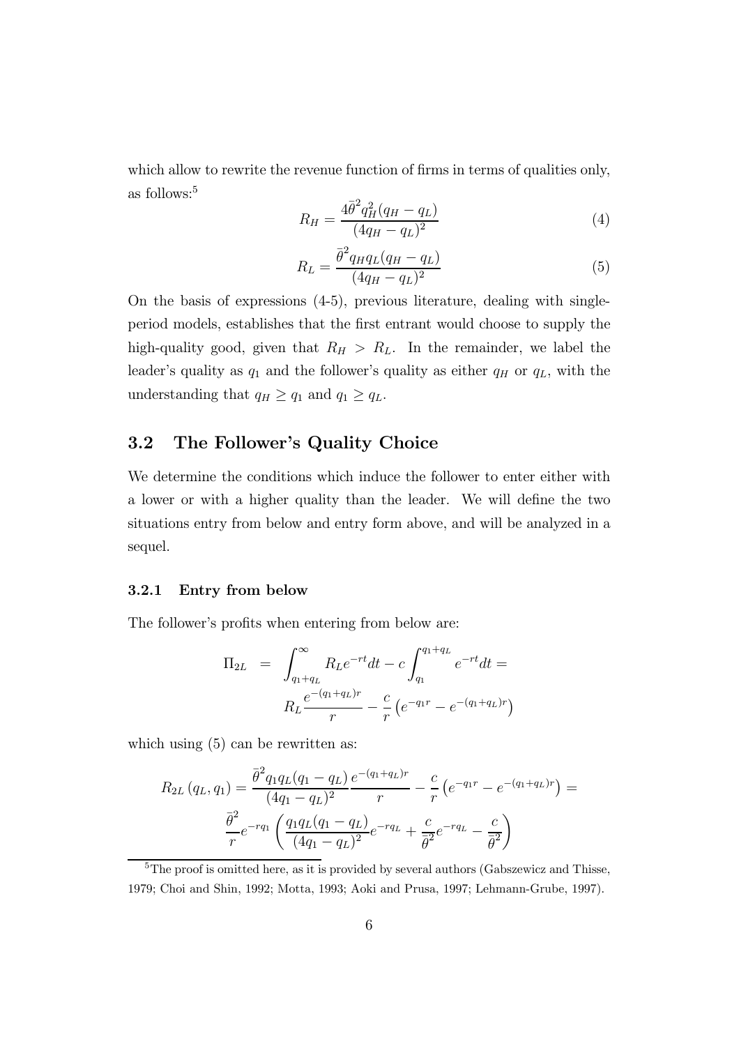which allow to rewrite the revenue function of firms in terms of qualities only, as follows:[5]

$$R_H = \frac{4\bar{\theta}^2 q_H^2 (q_H - q_L)}{(4q_H - q_L)^2} \tag{4}$$

$$R_L = \frac{\bar{\theta}^2 q_H q_L (q_H - q_L)}{(4q_H - q_L)^2} \tag{5}$$

On the basis of expressions (4-5), previous literature, dealing with single-period models, establishes that the first entrant would choose to supply the high-quality good, given that $R_H > R_L$. In the remainder, we label the leader's quality as $q_1$ and the follower's quality as either $q_H$ or $q_L$, with the understanding that $q_H \geq q_1$ and $q_1 \geq q_L$.

## 3.2 The Follower's Quality Choice

We determine the conditions which induce the follower to enter either with a lower or with a higher quality than the leader. We will define the two situations entry from below and entry form above, and will be analyzed in a sequel.

### 3.2.1 Entry from below

The follower's profits when entering from below are:

$$\begin{aligned}\Pi_{2L} &= \int_{q_1+q_L}^{\infty} R_L e^{-rt} dt - c \int_{q_1}^{q_1+q_L} e^{-rt} dt = \\ &\quad R_L \frac{e^{-(q_1+q_L)r}}{r} - \frac{c}{r} \left( e^{-q_1 r} - e^{-(q_1+q_L)r} \right)\end{aligned}$$

which using (5) can be rewritten as:

$$\begin{aligned}R_{2L}(q_L, q_1) &= \frac{\bar{\theta}^2 q_1 q_L (q_1 - q_L)}{(4q_1 - q_L)^2} \frac{e^{-(q_1+q_L)r}}{r} - \frac{c}{r} \left( e^{-q_1 r} - e^{-(q_1+q_L)r} \right) = \\ &\quad \frac{\bar{\theta}^2}{r} e^{-rq_1} \left( \frac{q_1 q_L (q_1 - q_L)}{(4q_1 - q_L)^2} e^{-rq_L} + \frac{c}{\bar{\theta}^2} e^{-rq_L} - \frac{c}{\bar{\theta}^2} \right)\end{aligned}$$

[5] The proof is omitted here, as it is provided by several authors (Gabszewicz and Thisse, 1979; Choi and Shin, 1992; Motta, 1993; Aoki and Prusa, 1997; Lehmann-Grube, 1997).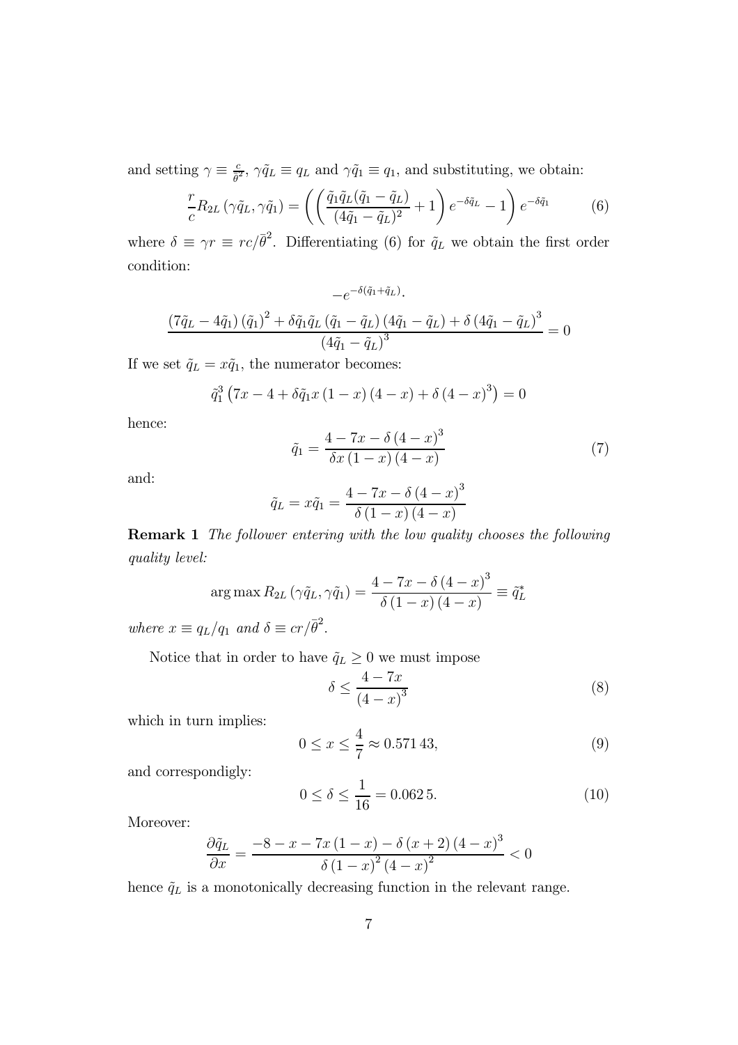and setting $\gamma \equiv \frac{c}{\bar{\theta}^2}$, $\gamma \tilde{q}_L \equiv q_L$ and $\gamma \tilde{q}_1 \equiv q_1$, and substituting, we obtain:

$$\frac{r}{c} R_{2L}\left(\gamma \tilde{q}_L, \gamma \tilde{q}_1\right) = \left( \left( \frac{\tilde{q}_1 \tilde{q}_L (\tilde{q}_1 - \tilde{q}_L)}{(4\tilde{q}_1 - \tilde{q}_L)^2} + 1 \right) e^{-\delta \tilde{q}_L} - 1 \right) e^{-\delta \tilde{q}_1} \tag{6}$$

where $\delta \equiv \gamma r \equiv rc/\bar{\theta}^2$. Differentiating (6) for $\tilde{q}_L$ we obtain the first order condition:

$$-e^{-\delta(\tilde{q}_1 + \tilde{q}_L)}.$$

$$\frac{(7\tilde{q}_L - 4\tilde{q}_1)(\tilde{q}_1)^2 + \delta \tilde{q}_1 \tilde{q}_L (\tilde{q}_1 - \tilde{q}_L)(4\tilde{q}_1 - \tilde{q}_L) + \delta (4\tilde{q}_1 - \tilde{q}_L)^3}{(4\tilde{q}_1 - \tilde{q}_L)^3} = 0$$

If we set $\tilde{q}_L = x\tilde{q}_1$, the numerator becomes:

$$\tilde{q}_1^3 \left(7x - 4 + \delta \tilde{q}_1 x (1-x)(4-x) + \delta (4-x)^3\right) = 0$$

hence:

$$\tilde{q}_1 = \frac{4 - 7x - \delta (4-x)^3}{\delta x (1-x)(4-x)} \tag{7}$$

and:

$$\tilde{q}_L = x\tilde{q}_1 = \frac{4 - 7x - \delta (4-x)^3}{\delta (1-x)(4-x)}$$

**Remark 1** *The follower entering with the low quality chooses the following quality level:*

$$\arg\max R_{2L}\left(\gamma \tilde{q}_L, \gamma \tilde{q}_1\right) = \frac{4 - 7x - \delta (4-x)^3}{\delta (1-x)(4-x)} \equiv \tilde{q}_L^*$$

*where $x \equiv q_L/q_1$ and $\delta \equiv cr/\bar{\theta}^2$.*

Notice that in order to have $\tilde{q}_L \geq 0$ we must impose

$$\delta \leq \frac{4 - 7x}{(4-x)^3} \tag{8}$$

which in turn implies:

$$0 \leq x \leq \frac{4}{7} \approx 0.571\,43, \tag{9}$$

and correspondigly:

$$0 \leq \delta \leq \frac{1}{16} = 0.062\,5. \tag{10}$$

Moreover:

$$\frac{\partial \tilde{q}_L}{\partial x} = \frac{-8 - x - 7x(1-x) - \delta (x+2)(4-x)^3}{\delta (1-x)^2 (4-x)^2} < 0$$

hence $\tilde{q}_L$ is a monotonically decreasing function in the relevant range.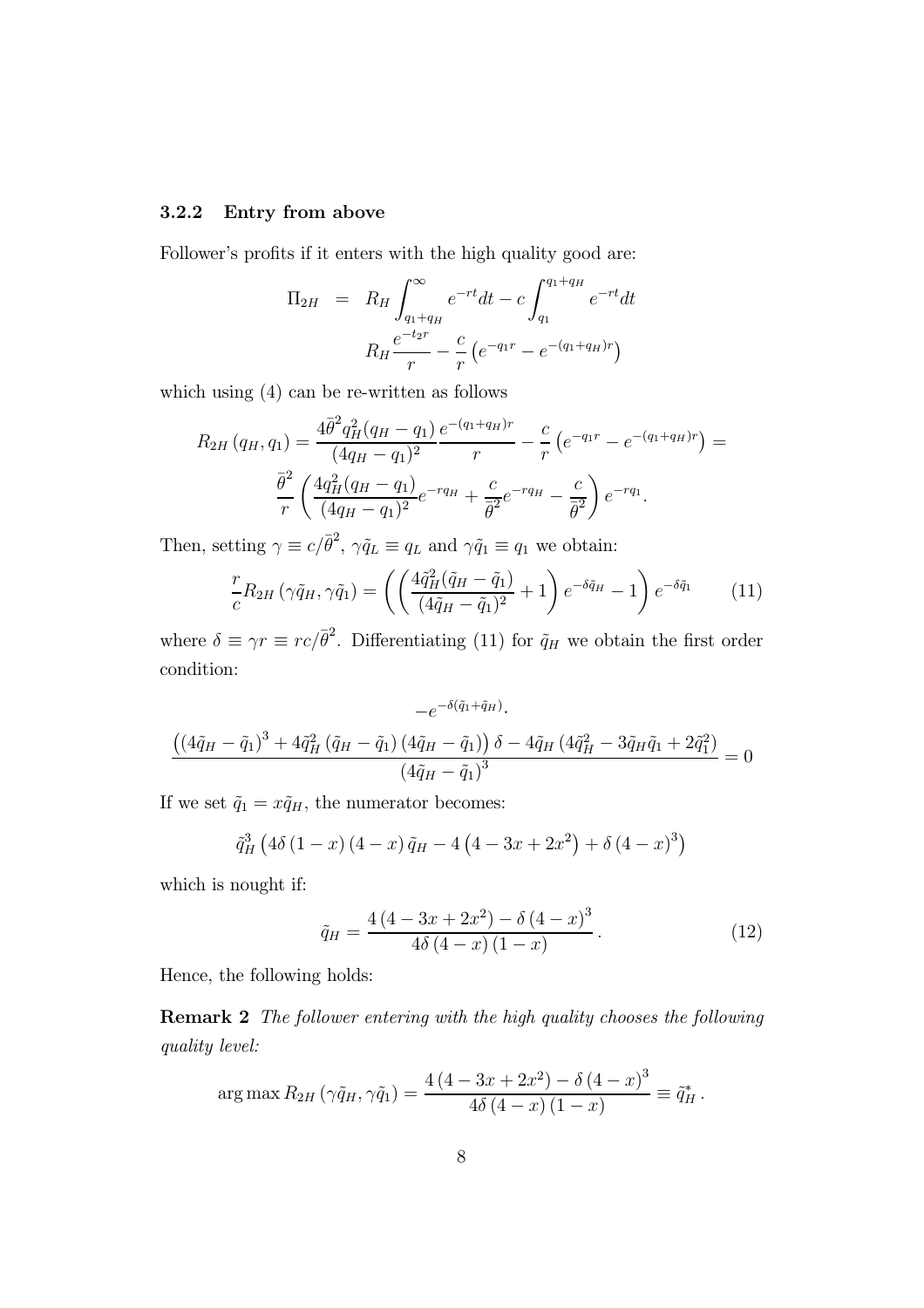### 3.2.2 Entry from above

Follower's profits if it enters with the high quality good are:

$$
\begin{aligned}
\Pi_{2H} &= R_H \int_{q_1+q_H}^{\infty} e^{-rt}dt - c\int_{q_1}^{q_1+q_H} e^{-rt}dt \\
& R_H \frac{e^{-t_2 r}}{r} - \frac{c}{r}\left(e^{-q_1 r} - e^{-(q_1+q_H)r}\right)
\end{aligned}
$$

which using (4) can be re-written as follows

$$
R_{2H}\left(q_H, q_1\right) = \frac{4\bar{\theta}^2 q_H^2 (q_H - q_1)}{(4q_H - q_1)^2}\frac{e^{-(q_1+q_H)r}}{r} - \frac{c}{r}\left(e^{-q_1 r} - e^{-(q_1+q_H)r}\right) =
$$

$$
\frac{\bar{\theta}^2}{r}\left(\frac{4q_H^2(q_H - q_1)}{(4q_H - q_1)^2}e^{-rq_H} + \frac{c}{\bar{\theta}^2}e^{-rq_H} - \frac{c}{\bar{\theta}^2}\right)e^{-rq_1}.
$$

Then, setting $\gamma \equiv c/\bar{\theta}^2$, $\gamma\tilde{q}_L \equiv q_L$ and $\gamma\tilde{q}_1 \equiv q_1$ we obtain:

$$
\frac{r}{c}R_{2H}\left(\gamma\tilde{q}_H, \gamma\tilde{q}_1\right) = \left(\left(\frac{4\tilde{q}_H^2(\tilde{q}_H - \tilde{q}_1)}{(4\tilde{q}_H - \tilde{q}_1)^2} + 1\right)e^{-\delta\tilde{q}_H} - 1\right)e^{-\delta\tilde{q}_1} \tag{11}
$$

where $\delta \equiv \gamma r \equiv rc/\bar{\theta}^2$. Differentiating (11) for $\tilde{q}_H$ we obtain the first order condition:

$$
-e^{-\delta(\tilde{q}_1+\tilde{q}_H)}.
$$

$$
\frac{\left((4\tilde{q}_H - \tilde{q}_1)^3 + 4\tilde{q}_H^2\left(\tilde{q}_H - \tilde{q}_1\right)\left(4\tilde{q}_H - \tilde{q}_1\right)\right)\delta - 4\tilde{q}_H\left(4\tilde{q}_H^2 - 3\tilde{q}_H\tilde{q}_1 + 2\tilde{q}_1^2\right)}{\left(4\tilde{q}_H - \tilde{q}_1\right)^3} = 0
$$

If we set $\tilde{q}_1 = x\tilde{q}_H$, the numerator becomes:

$$
\tilde{q}_H^3\left(4\delta\left(1-x\right)\left(4-x\right)\tilde{q}_H - 4\left(4 - 3x + 2x^2\right) + \delta\left(4-x\right)^3\right)
$$

which is nought if:

$$
\tilde{q}_H = \frac{4\left(4 - 3x + 2x^2\right) - \delta\left(4-x\right)^3}{4\delta\left(4-x\right)\left(1-x\right)}. \tag{12}
$$

Hence, the following holds:

**Remark 2** *The follower entering with the high quality chooses the following quality level:*

$$
\arg\max R_{2H}\left(\gamma\tilde{q}_H, \gamma\tilde{q}_1\right) = \frac{4\left(4 - 3x + 2x^2\right) - \delta\left(4-x\right)^3}{4\delta\left(4-x\right)\left(1-x\right)} \equiv \tilde{q}_H^*.
$$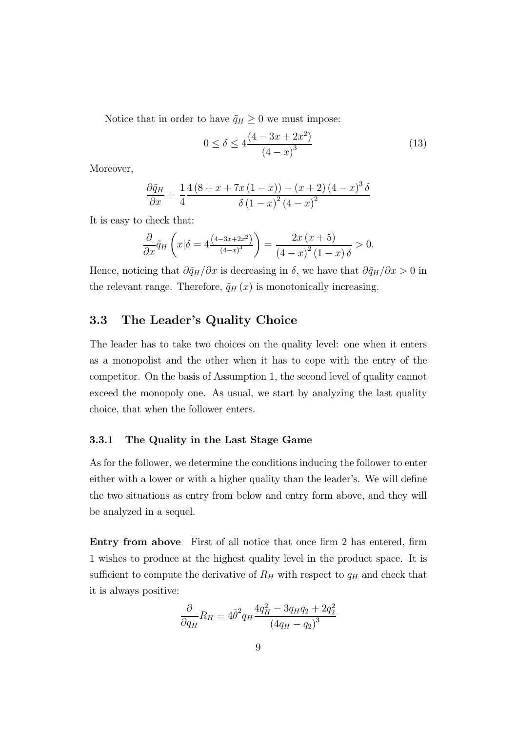Notice that in order to have $\tilde{q}_H \geq 0$ we must impose:

$$0 \leq \delta \leq 4\frac{\left(4-3x+2x^2\right)}{\left(4-x\right)^3} \tag{13}$$

Moreover,

$$\frac{\partial \tilde{q}_H}{\partial x} = \frac{1}{4}\frac{4\left(8+x+7x\left(1-x\right)\right)-\left(x+2\right)\left(4-x\right)^3\delta}{\delta\left(1-x\right)^2\left(4-x\right)^2}$$

It is easy to check that:

$$\frac{\partial}{\partial x}\tilde{q}_H\left(x|\delta = 4\frac{\left(4-3x+2x^2\right)}{\left(4-x\right)^3}\right) = \frac{2x\left(x+5\right)}{\left(4-x\right)^2\left(1-x\right)\delta} > 0.$$

Hence, noticing that $\partial\tilde{q}_H/\partial x$ is decreasing in $\delta$, we have that $\partial\tilde{q}_H/\partial x > 0$ in the relevant range. Therefore, $\tilde{q}_H\left(x\right)$ is monotonically increasing.

## 3.3 The Leader's Quality Choice

The leader has to take two choices on the quality level: one when it enters as a monopolist and the other when it has to cope with the entry of the competitor. On the basis of Assumption 1, the second level of quality cannot exceed the monopoly one. As usual, we start by analyzing the last quality choice, that when the follower enters.

### 3.3.1 The Quality in the Last Stage Game

As for the follower, we determine the conditions inducing the follower to enter either with a lower or with a higher quality than the leader's. We will define the two situations as entry from below and entry form above, and they will be analyzed in a sequel.

**Entry from above** First of all notice that once firm 2 has entered, firm 1 wishes to produce at the highest quality level in the product space. It is sufficient to compute the derivative of $R_H$ with respect to $q_H$ and check that it is always positive:

$$\frac{\partial}{\partial q_H}R_H = 4\bar{\theta}^2 q_H \frac{4q_H^2 - 3q_H q_2 + 2q_2^2}{\left(4q_H - q_2\right)^3}$$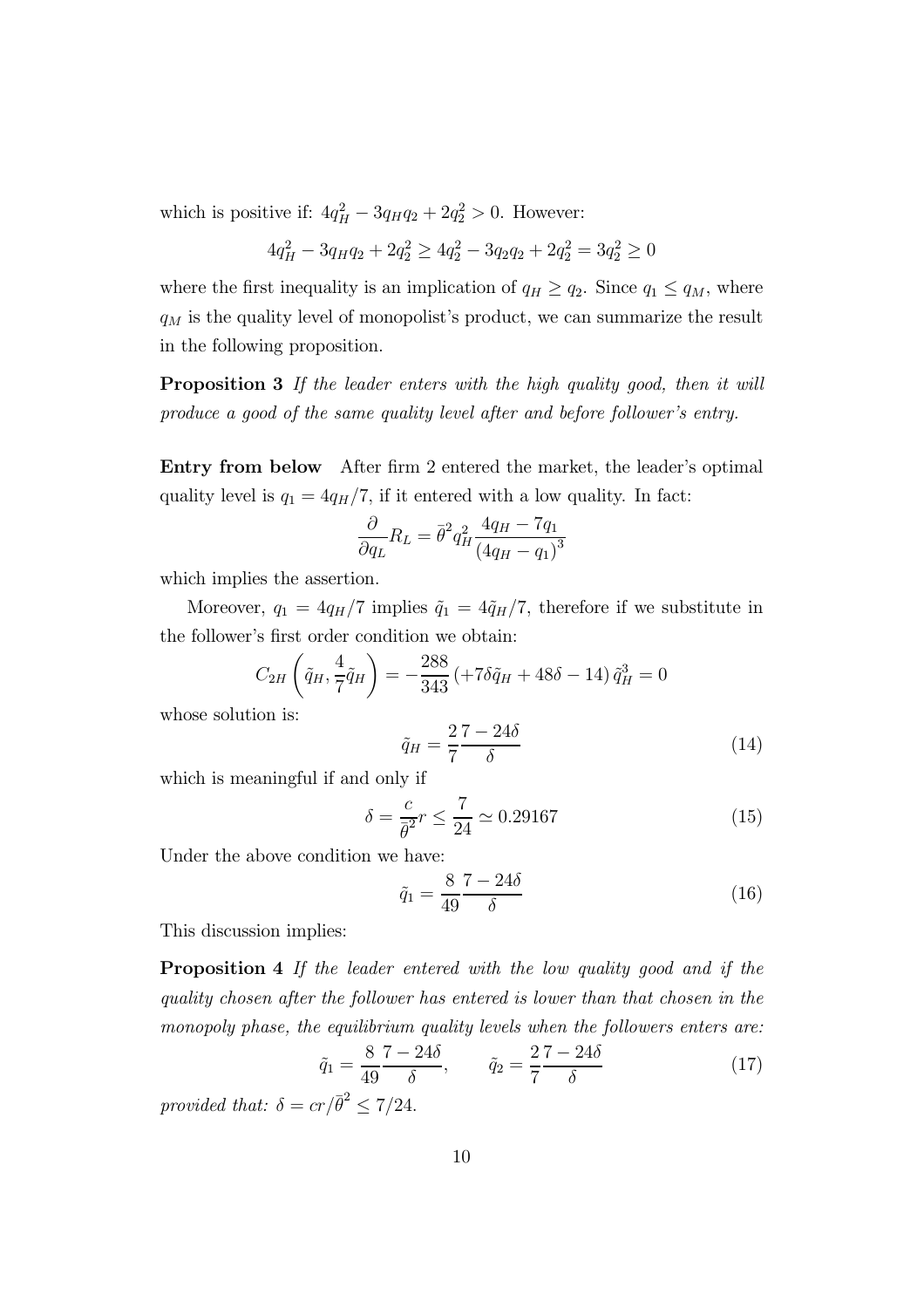which is positive if: $4q_H^2 - 3q_Hq_2 + 2q_2^2 > 0$. However:

$$4q_H^2 - 3q_Hq_2 + 2q_2^2 \geq 4q_2^2 - 3q_2q_2 + 2q_2^2 = 3q_2^2 \geq 0$$

where the first inequality is an implication of $q_H \geq q_2$. Since $q_1 \leq q_M$, where $q_M$ is the quality level of monopolist's product, we can summarize the result in the following proposition.

**Proposition 3** *If the leader enters with the high quality good, then it will produce a good of the same quality level after and before follower's entry.*

**Entry from below** After firm 2 entered the market, the leader's optimal quality level is $q_1 = 4q_H/7$, if it entered with a low quality. In fact:

$$\frac{\partial}{\partial q_L} R_L = \bar{\theta}^2 q_H^2 \frac{4q_H - 7q_1}{(4q_H - q_1)^3}$$

which implies the assertion.

Moreover, $q_1 = 4q_H/7$ implies $\tilde{q}_1 = 4\tilde{q}_H/7$, therefore if we substitute in the follower's first order condition we obtain:

$$C_{2H}\left(\tilde{q}_H, \frac{4}{7}\tilde{q}_H\right) = -\frac{288}{343}\left(+7\delta\tilde{q}_H + 48\delta - 14\right)\tilde{q}_H^3 = 0$$

whose solution is:

$$\tilde{q}_H = \frac{2}{7}\frac{7 - 24\delta}{\delta} \tag{14}$$

which is meaningful if and only if

$$\delta = \frac{c}{\bar{\theta}^2} r \leq \frac{7}{24} \simeq 0.29167 \tag{15}$$

Under the above condition we have:

$$\tilde{q}_1 = \frac{8}{49}\frac{7 - 24\delta}{\delta} \tag{16}$$

This discussion implies:

**Proposition 4** *If the leader entered with the low quality good and if the quality chosen after the follower has entered is lower than that chosen in the monopoly phase, the equilibrium quality levels when the followers enters are:*

$$\tilde{q}_1 = \frac{8}{49}\frac{7 - 24\delta}{\delta}, \qquad \tilde{q}_2 = \frac{2}{7}\frac{7 - 24\delta}{\delta} \tag{17}$$

*provided that:* $\delta = cr/\bar{\theta}^2 \leq 7/24$.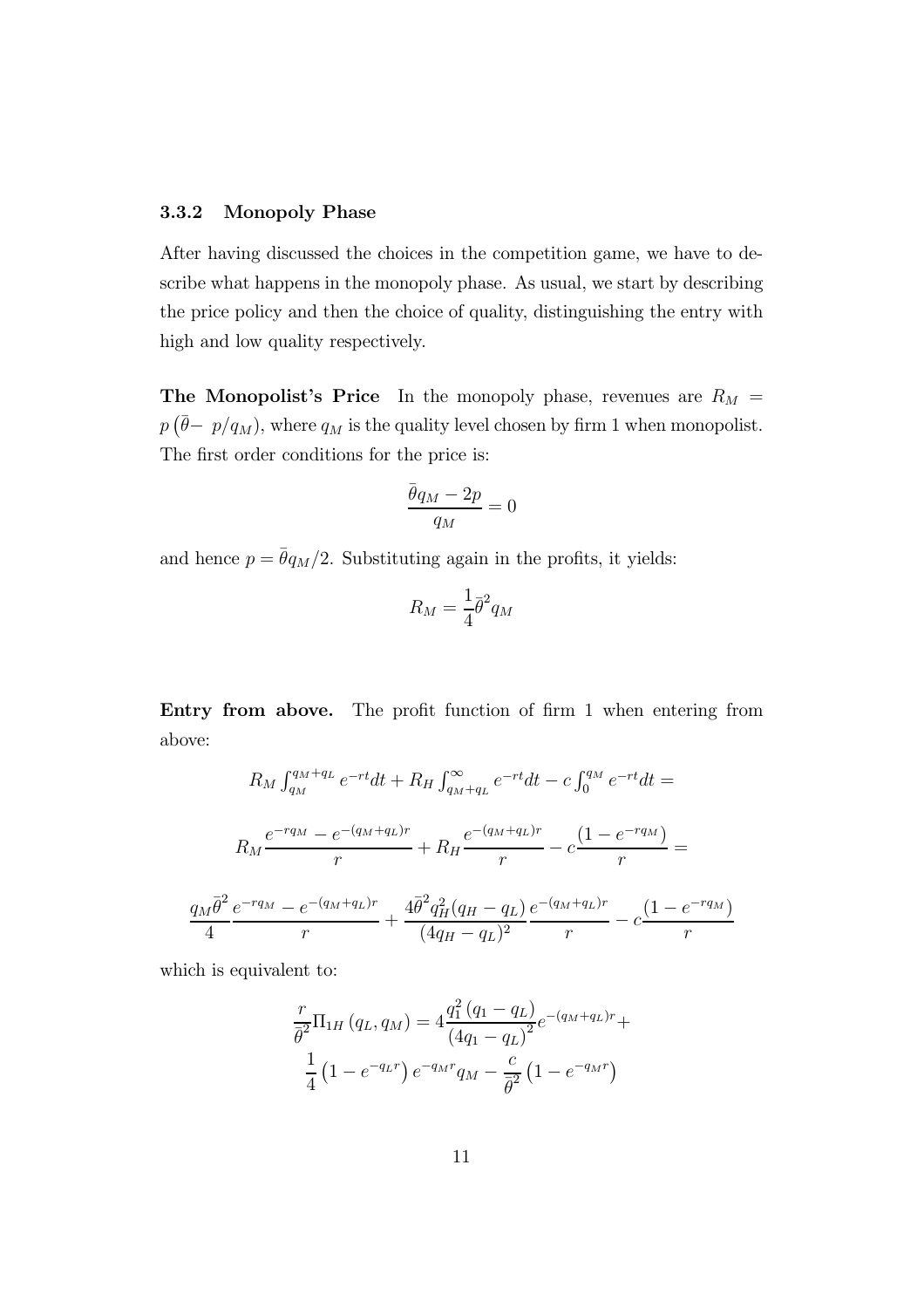### 3.3.2 Monopoly Phase

After having discussed the choices in the competition game, we have to describe what happens in the monopoly phase. As usual, we start by describing the price policy and then the choice of quality, distinguishing the entry with high and low quality respectively.

**The Monopolist's Price** In the monopoly phase, revenues are $R_M = p\left(\bar{\theta}- \; p/q_M\right)$, where $q_M$ is the quality level chosen by firm 1 when monopolist. The first order conditions for the price is:

$$\frac{\bar{\theta}q_M - 2p}{q_M} = 0$$

and hence $p = \bar{\theta}q_M/2$. Substituting again in the profits, it yields:

$$R_M = \frac{1}{4}\bar{\theta}^2 q_M$$

**Entry from above.** The profit function of firm 1 when entering from above:

$$R_M \int_{q_M}^{q_M+q_L} e^{-rt}dt + R_H \int_{q_M+q_L}^{\infty} e^{-rt}dt - c\int_0^{q_M} e^{-rt}dt =$$

$$R_M \frac{e^{-rq_M} - e^{-(q_M+q_L)r}}{r} + R_H \frac{e^{-(q_M+q_L)r}}{r} - c\frac{(1-e^{-rq_M})}{r} =$$

$$\frac{q_M\bar{\theta}^2}{4}\frac{e^{-rq_M} - e^{-(q_M+q_L)r}}{r} + \frac{4\bar{\theta}^2 q_H^2(q_H - q_L)}{(4q_H - q_L)^2}\frac{e^{-(q_M+q_L)r}}{r} - c\frac{(1-e^{-rq_M})}{r}$$

which is equivalent to:

$$\frac{r}{\bar{\theta}^2}\Pi_{1H}\left(q_L, q_M\right) = 4\frac{q_1^2\left(q_1 - q_L\right)}{\left(4q_1 - q_L\right)^2}e^{-(q_M+q_L)r} + \frac{1}{4}\left(1 - e^{-q_L r}\right)e^{-q_M r}q_M - \frac{c}{\bar{\theta}^2}\left(1 - e^{-q_M r}\right)$$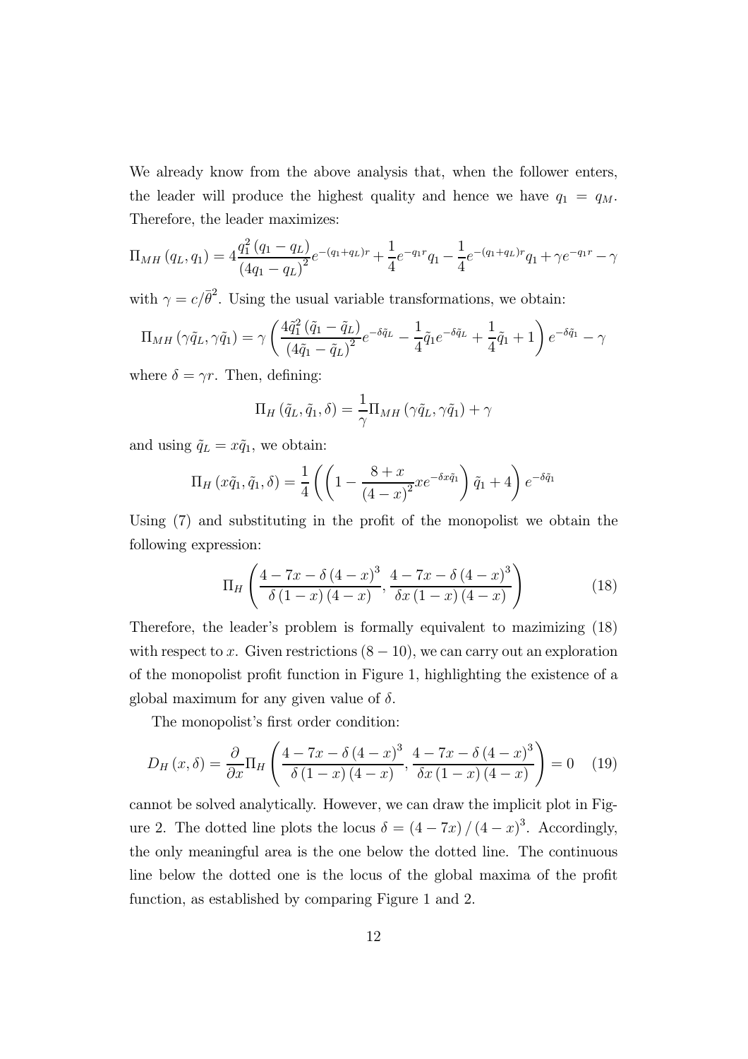We already know from the above analysis that, when the follower enters, the leader will produce the highest quality and hence we have $q_1 = q_M$. Therefore, the leader maximizes:

$$\Pi_{MH}(q_L, q_1) = 4\frac{q_1^2(q_1 - q_L)}{(4q_1 - q_L)^2}e^{-(q_1+q_L)r} + \frac{1}{4}e^{-q_1 r}q_1 - \frac{1}{4}e^{-(q_1+q_L)r}q_1 + \gamma e^{-q_1 r} - \gamma$$

with $\gamma = c/\bar{\theta}^2$. Using the usual variable transformations, we obtain:

$$\Pi_{MH}(\gamma\tilde{q}_L, \gamma\tilde{q}_1) = \gamma\left(\frac{4\tilde{q}_1^2(\tilde{q}_1 - \tilde{q}_L)}{(4\tilde{q}_1 - \tilde{q}_L)^2}e^{-\delta\tilde{q}_L} - \frac{1}{4}\tilde{q}_1 e^{-\delta\tilde{q}_L} + \frac{1}{4}\tilde{q}_1 + 1\right)e^{-\delta\tilde{q}_1} - \gamma$$

where $\delta = \gamma r$. Then, defining:

$$\Pi_H(\tilde{q}_L, \tilde{q}_1, \delta) = \frac{1}{\gamma}\Pi_{MH}(\gamma\tilde{q}_L, \gamma\tilde{q}_1) + \gamma$$

and using $\tilde{q}_L = x\tilde{q}_1$, we obtain:

$$\Pi_H(x\tilde{q}_1, \tilde{q}_1, \delta) = \frac{1}{4}\left(\left(1 - \frac{8+x}{(4-x)^2}xe^{-\delta x\tilde{q}_1}\right)\tilde{q}_1 + 4\right)e^{-\delta\tilde{q}_1}$$

Using (7) and substituting in the profit of the monopolist we obtain the following expression:

$$\Pi_H\left(\frac{4 - 7x - \delta(4-x)^3}{\delta(1-x)(4-x)}, \frac{4 - 7x - \delta(4-x)^3}{\delta x(1-x)(4-x)}\right) \tag{18}$$

Therefore, the leader's problem is formally equivalent to mazimizing (18) with respect to $x$. Given restrictions $(8-10)$, we can carry out an exploration of the monopolist profit function in Figure 1, highlighting the existence of a global maximum for any given value of $\delta$.

The monopolist's first order condition:

$$D_H(x, \delta) = \frac{\partial}{\partial x}\Pi_H\left(\frac{4 - 7x - \delta(4-x)^3}{\delta(1-x)(4-x)}, \frac{4 - 7x - \delta(4-x)^3}{\delta x(1-x)(4-x)}\right) = 0 \tag{19}$$

cannot be solved analytically. However, we can draw the implicit plot in Figure 2. The dotted line plots the locus $\delta = (4-7x)/(4-x)^3$. Accordingly, the only meaningful area is the one below the dotted line. The continuous line below the dotted one is the locus of the global maxima of the profit function, as established by comparing Figure 1 and 2.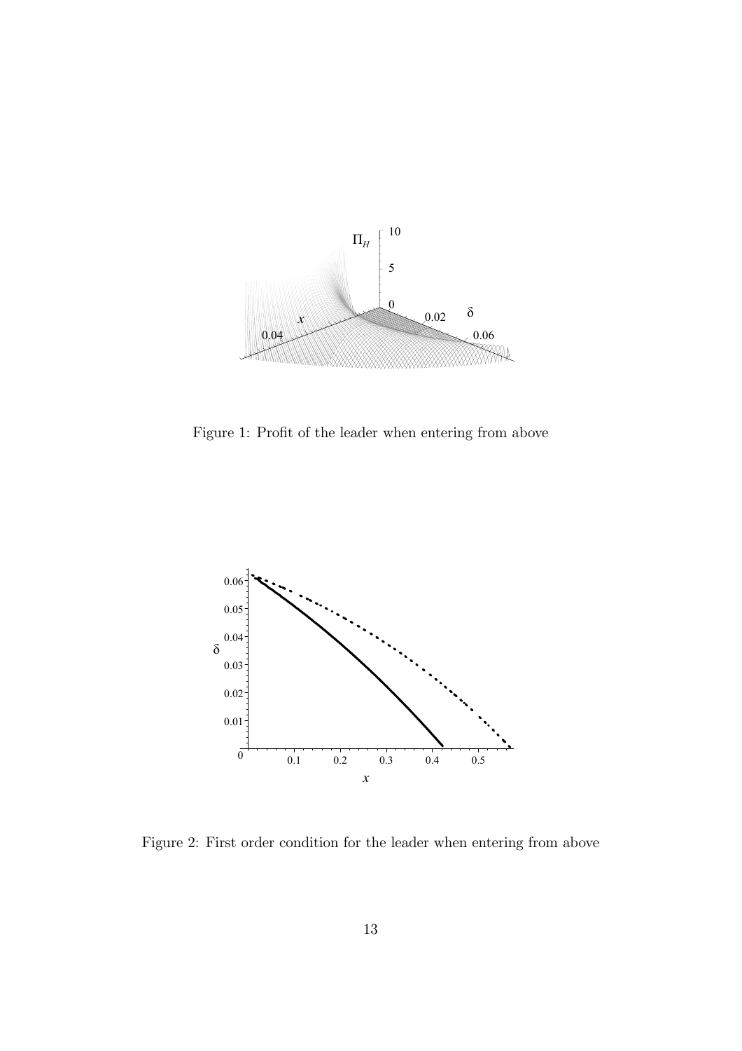Figure 1: Profit of the leader when entering from above

Figure 2: First order condition for the leader when entering from above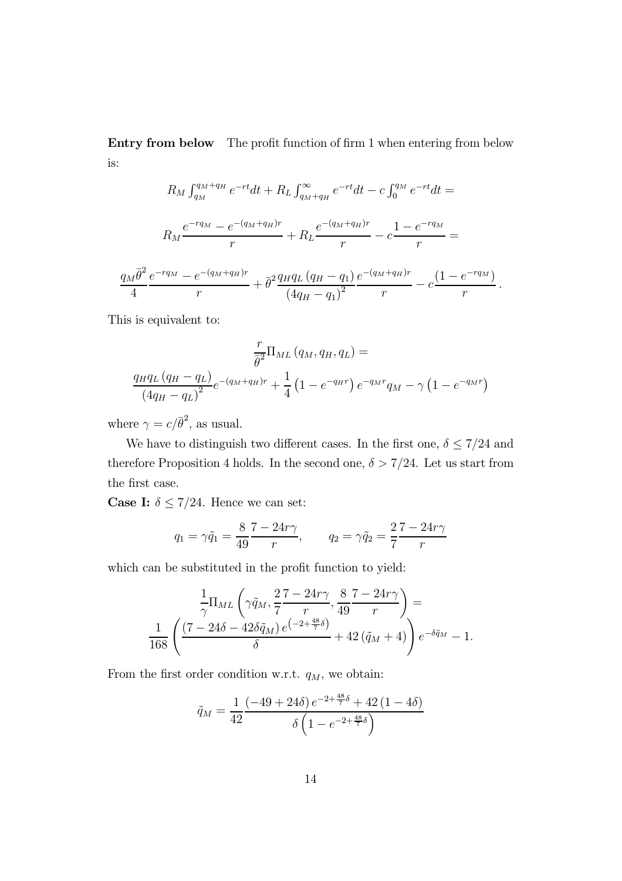**Entry from below** The profit function of firm 1 when entering from below is:

$$R_M \int_{q_M}^{q_M+q_H} e^{-rt}dt + R_L \int_{q_M+q_H}^{\infty} e^{-rt}dt - c\int_0^{q_M} e^{-rt}dt =$$

$$R_M \frac{e^{-rq_M} - e^{-(q_M+q_H)r}}{r} + R_L \frac{e^{-(q_M+q_H)r}}{r} - c\frac{1-e^{-rq_M}}{r} =$$

$$\frac{q_M \bar{\theta}^2}{4}\frac{e^{-rq_M} - e^{-(q_M+q_H)r}}{r} + \bar{\theta}^2 \frac{q_H q_L (q_H - q_1)}{(4q_H - q_1)^2}\frac{e^{-(q_M+q_H)r}}{r} - c\frac{(1-e^{-rq_M})}{r}.$$

This is equivalent to:

$$\frac{r}{\bar{\theta}^2}\Pi_{ML}(q_M, q_H, q_L) =$$
$$\frac{q_H q_L (q_H - q_L)}{(4q_H - q_L)^2} e^{-(q_M+q_H)r} + \frac{1}{4}\left(1 - e^{-q_H r}\right) e^{-q_M r} q_M - \gamma\left(1 - e^{-q_M r}\right)$$

where $\gamma = c/\bar{\theta}^2$, as usual.

We have to distinguish two different cases. In the first one, $\delta \leq 7/24$ and therefore Proposition 4 holds. In the second one, $\delta > 7/24$. Let us start from the first case.

**Case I:** $\delta \leq 7/24$. Hence we can set:

$$q_1 = \gamma\tilde{q}_1 = \frac{8}{49}\frac{7-24r\gamma}{r}, \qquad q_2 = \gamma\tilde{q}_2 = \frac{2}{7}\frac{7-24r\gamma}{r}$$

which can be substituted in the profit function to yield:

$$\frac{1}{\gamma}\Pi_{ML}\left(\gamma\tilde{q}_M, \frac{2}{7}\frac{7-24r\gamma}{r}, \frac{8}{49}\frac{7-24r\gamma}{r}\right) =$$
$$\frac{1}{168}\left(\frac{(7-24\delta-42\delta\tilde{q}_M)\, e^{\left(-2+\frac{48}{7}\delta\right)}}{\delta} + 42(\tilde{q}_M + 4)\right) e^{-\delta\tilde{q}_M} - 1.$$

From the first order condition w.r.t. $q_M$, we obtain:

$$\tilde{q}_M = \frac{1}{42}\frac{(-49+24\delta)\, e^{-2+\frac{48}{7}\delta} + 42(1-4\delta)}{\delta\left(1 - e^{-2+\frac{48}{7}\delta}\right)}$$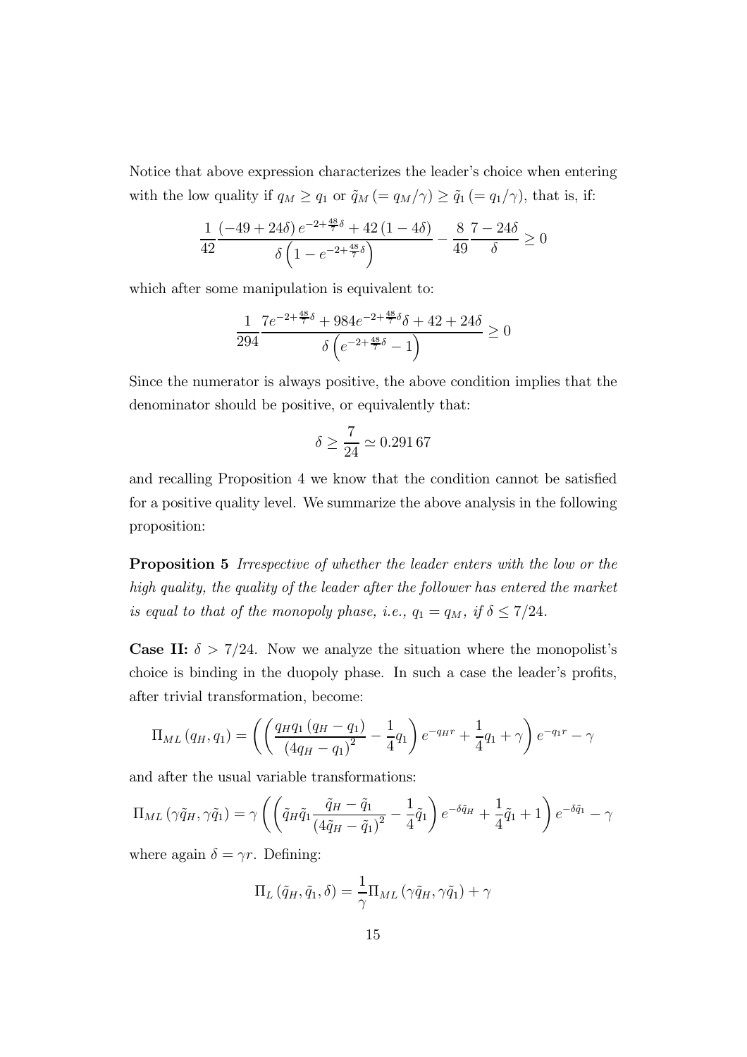Notice that above expression characterizes the leader's choice when entering with the low quality if $q_M \geq q_1$ or $\tilde{q}_M (= q_M/\gamma) \geq \tilde{q}_1 (= q_1/\gamma)$, that is, if:

$$\frac{1}{42} \frac{(-49 + 24\delta) e^{-2+\frac{48}{7}\delta} + 42(1 - 4\delta)}{\delta \left(1 - e^{-2+\frac{48}{7}\delta}\right)} - \frac{8}{49} \frac{7 - 24\delta}{\delta} \geq 0$$

which after some manipulation is equivalent to:

$$\frac{1}{294} \frac{7e^{-2+\frac{48}{7}\delta} + 984e^{-2+\frac{48}{7}\delta}\delta + 42 + 24\delta}{\delta \left(e^{-2+\frac{48}{7}\delta} - 1\right)} \geq 0$$

Since the numerator is always positive, the above condition implies that the denominator should be positive, or equivalently that:

$$\delta \geq \frac{7}{24} \simeq 0.291\,67$$

and recalling Proposition 4 we know that the condition cannot be satisfied for a positive quality level. We summarize the above analysis in the following proposition:

**Proposition 5** *Irrespective of whether the leader enters with the low or the high quality, the quality of the leader after the follower has entered the market is equal to that of the monopoly phase, i.e.,* $q_1 = q_M$*, if* $\delta \leq 7/24$.

**Case II:** $\delta > 7/24$. Now we analyze the situation where the monopolist's choice is binding in the duopoly phase. In such a case the leader's profits, after trivial transformation, become:

$$\Pi_{ML}(q_H, q_1) = \left( \left( \frac{q_H q_1 (q_H - q_1)}{(4q_H - q_1)^2} - \frac{1}{4} q_1 \right) e^{-q_H r} + \frac{1}{4} q_1 + \gamma \right) e^{-q_1 r} - \gamma$$

and after the usual variable transformations:

$$\Pi_{ML}(\gamma \tilde{q}_H, \gamma \tilde{q}_1) = \gamma \left( \left( \tilde{q}_H \tilde{q}_1 \frac{\tilde{q}_H - \tilde{q}_1}{(4\tilde{q}_H - \tilde{q}_1)^2} - \frac{1}{4} \tilde{q}_1 \right) e^{-\delta \tilde{q}_H} + \frac{1}{4} \tilde{q}_1 + 1 \right) e^{-\delta \tilde{q}_1} - \gamma$$

where again $\delta = \gamma r$. Defining:

$$\Pi_L(\tilde{q}_H, \tilde{q}_1, \delta) = \frac{1}{\gamma} \Pi_{ML}(\gamma \tilde{q}_H, \gamma \tilde{q}_1) + \gamma$$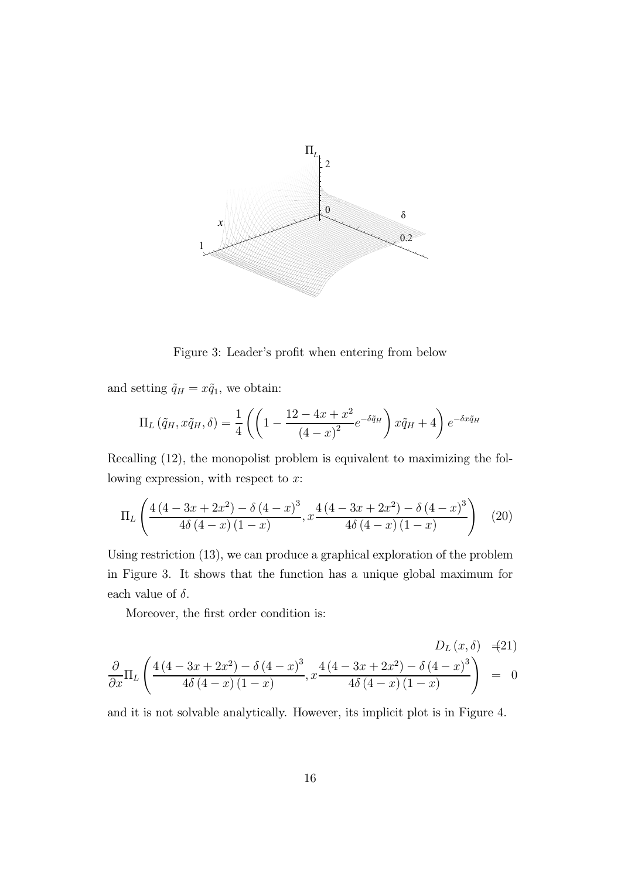Figure 3: Leader's profit when entering from below

and setting $\tilde{q}_H = x\tilde{q}_1$, we obtain:

$$\Pi_L\left(\tilde{q}_H, x\tilde{q}_H, \delta\right) = \frac{1}{4}\left(\left(1 - \frac{12 - 4x + x^2}{(4-x)^2} e^{-\delta\tilde{q}_H}\right) x\tilde{q}_H + 4\right) e^{-\delta x\tilde{q}_H}$$

Recalling (12), the monopolist problem is equivalent to maximizing the following expression, with respect to $x$:

$$\Pi_L\left(\frac{4\left(4 - 3x + 2x^2\right) - \delta\left(4-x\right)^3}{4\delta\left(4-x\right)\left(1-x\right)}, x\frac{4\left(4 - 3x + 2x^2\right) - \delta\left(4-x\right)^3}{4\delta\left(4-x\right)\left(1-x\right)}\right) \quad (20)$$

Using restriction (13), we can produce a graphical exploration of the problem in Figure 3. It shows that the function has a unique global maximum for each value of $\delta$.

Moreover, the first order condition is:

$$D_L\left(x, \delta\right) = \frac{\partial}{\partial x}\Pi_L\left(\frac{4\left(4 - 3x + 2x^2\right) - \delta\left(4-x\right)^3}{4\delta\left(4-x\right)\left(1-x\right)}, x\frac{4\left(4 - 3x + 2x^2\right) - \delta\left(4-x\right)^3}{4\delta\left(4-x\right)\left(1-x\right)}\right) = 0 \quad (21)$$

and it is not solvable analytically. However, its implicit plot is in Figure 4.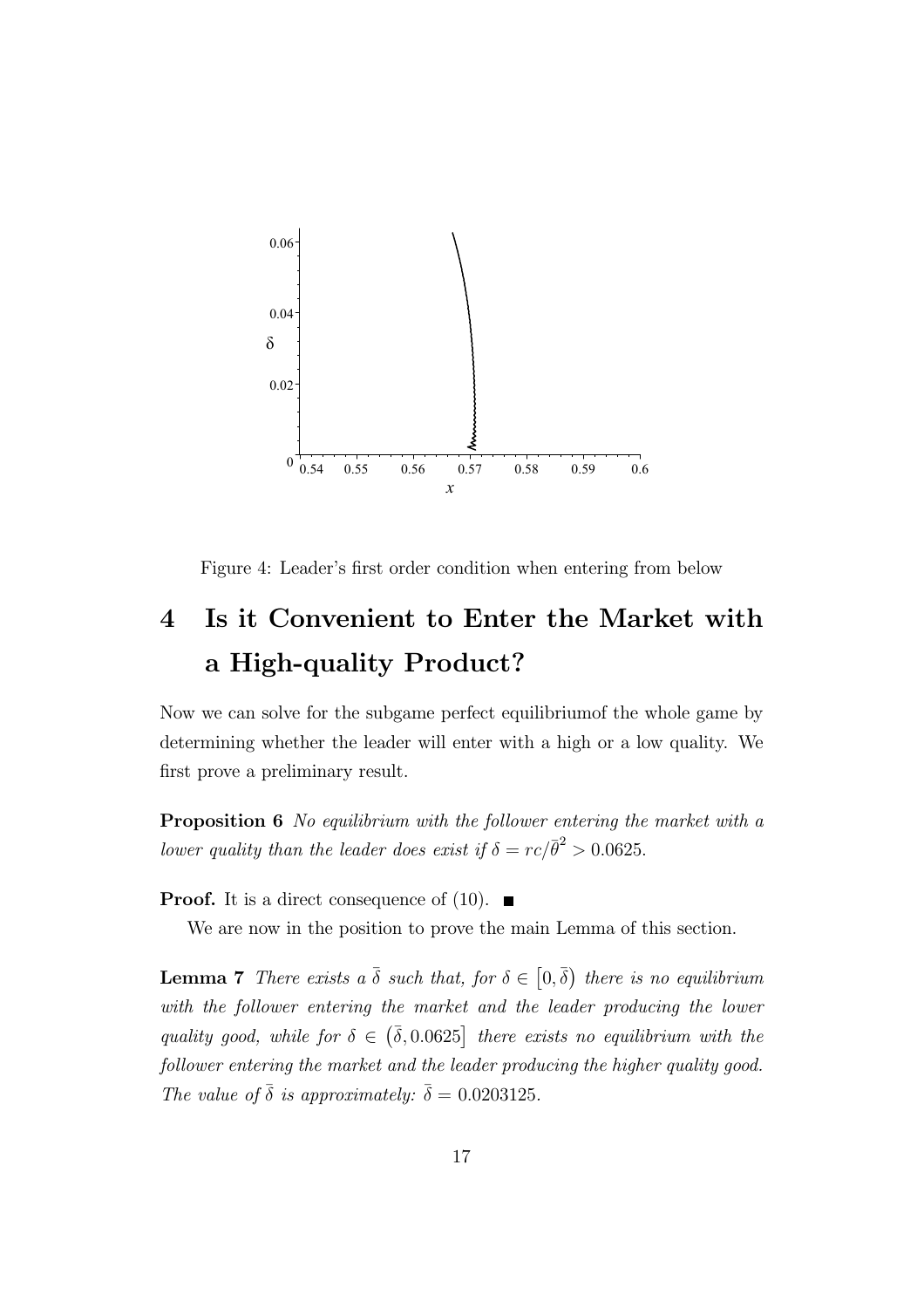Figure 4: Leader's first order condition when entering from below

# 4 Is it Convenient to Enter the Market with a High-quality Product?

Now we can solve for the subgame perfect equilibriumof the whole game by determining whether the leader will enter with a high or a low quality. We first prove a preliminary result.

**Proposition 6** *No equilibrium with the follower entering the market with a lower quality than the leader does exist if* $\delta = rc/\bar{\theta}^2 > 0.0625$.

**Proof.** It is a direct consequence of (10). ■

We are now in the position to prove the main Lemma of this section.

**Lemma 7** *There exists a* $\bar{\bar{\delta}}$ *such that, for* $\delta \in \left[0, \bar{\bar{\delta}}\right)$ *there is no equilibrium with the follower entering the market and the leader producing the lower quality good, while for* $\delta \in \left(\bar{\bar{\delta}}, 0.0625\right]$ *there exists no equilibrium with the follower entering the market and the leader producing the higher quality good. The value of* $\bar{\bar{\delta}}$ *is approximately:* $\bar{\bar{\delta}} = 0.0203125$.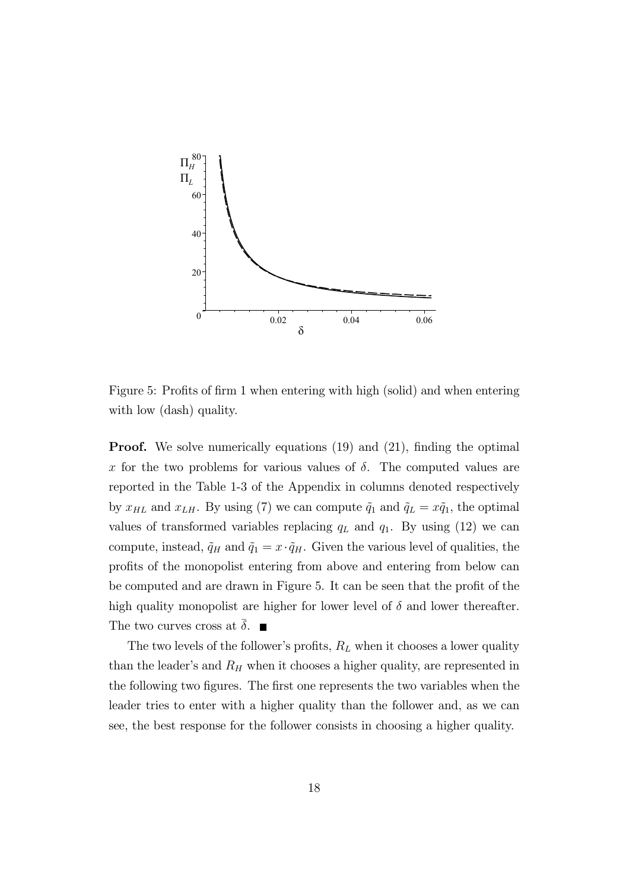Figure 5: Profits of firm 1 when entering with high (solid) and when entering with low (dash) quality.

**Proof.** We solve numerically equations (19) and (21), finding the optimal $x$ for the two problems for various values of $\delta$. The computed values are reported in the Table 1-3 of the Appendix in columns denoted respectively by $x_{HL}$ and $x_{LH}$. By using (7) we can compute $\tilde{q}_1$ and $\tilde{q}_L = x\tilde{q}_1$, the optimal values of transformed variables replacing $q_L$ and $q_1$. By using (12) we can compute, instead, $\tilde{q}_H$ and $\tilde{q}_1 = x \cdot \tilde{q}_H$. Given the various level of qualities, the profits of the monopolist entering from above and entering from below can be computed and are drawn in Figure 5. It can be seen that the profit of the high quality monopolist are higher for lower level of $\delta$ and lower thereafter. The two curves cross at $\bar{\delta}$. ■

The two levels of the follower's profits, $R_L$ when it chooses a lower quality than the leader's and $R_H$ when it chooses a higher quality, are represented in the following two figures. The first one represents the two variables when the leader tries to enter with a higher quality than the follower and, as we can see, the best response for the follower consists in choosing a higher quality.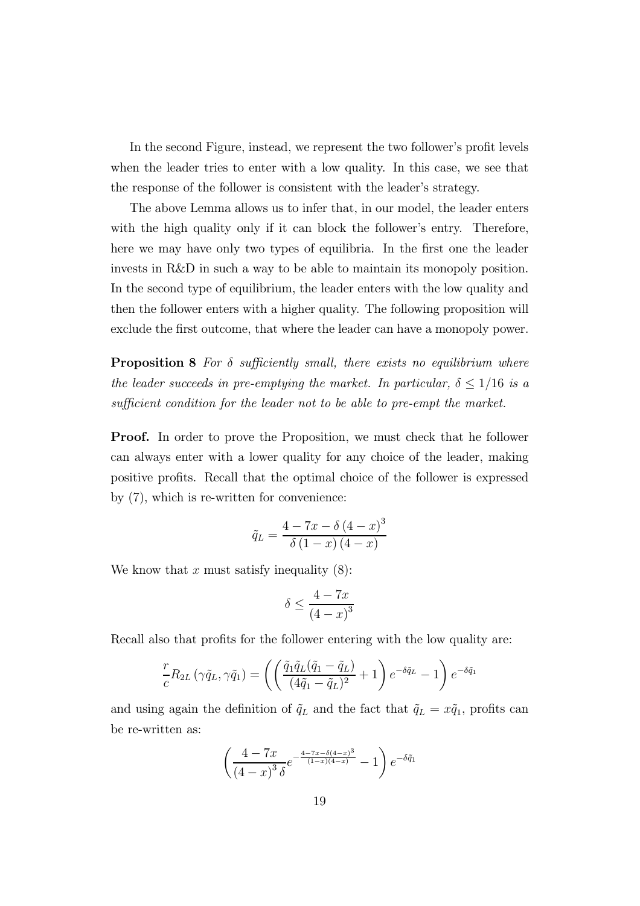In the second Figure, instead, we represent the two follower's profit levels when the leader tries to enter with a low quality. In this case, we see that the response of the follower is consistent with the leader's strategy.

The above Lemma allows us to infer that, in our model, the leader enters with the high quality only if it can block the follower's entry. Therefore, here we may have only two types of equilibria. In the first one the leader invests in R&D in such a way to be able to maintain its monopoly position. In the second type of equilibrium, the leader enters with the low quality and then the follower enters with a higher quality. The following proposition will exclude the first outcome, that where the leader can have a monopoly power.

**Proposition 8** *For $\delta$ sufficiently small, there exists no equilibrium where the leader succeeds in pre-emptying the market. In particular, $\delta \leq 1/16$ is a sufficient condition for the leader not to be able to pre-empt the market.*

**Proof.** In order to prove the Proposition, we must check that he follower can always enter with a lower quality for any choice of the leader, making positive profits. Recall that the optimal choice of the follower is expressed by (7), which is re-written for convenience:

$$\tilde{q}_L = \frac{4 - 7x - \delta (4 - x)^3}{\delta (1 - x)(4 - x)}$$

We know that $x$ must satisfy inequality (8):

$$\delta \leq \frac{4 - 7x}{(4 - x)^3}$$

Recall also that profits for the follower entering with the low quality are:

$$\frac{r}{c} R_{2L} (\gamma \tilde{q}_L, \gamma \tilde{q}_1) = \left( \left( \frac{\tilde{q}_1 \tilde{q}_L (\tilde{q}_1 - \tilde{q}_L)}{(4\tilde{q}_1 - \tilde{q}_L)^2} + 1 \right) e^{-\delta \tilde{q}_L} - 1 \right) e^{-\delta \tilde{q}_1}$$

and using again the definition of $\tilde{q}_L$ and the fact that $\tilde{q}_L = x\tilde{q}_1$, profits can be re-written as:

$$\left( \frac{4 - 7x}{(4 - x)^3 \delta} e^{-\frac{4 - 7x - \delta (4 - x)^3}{(1 - x)(4 - x)}} - 1 \right) e^{-\delta \tilde{q}_1}$$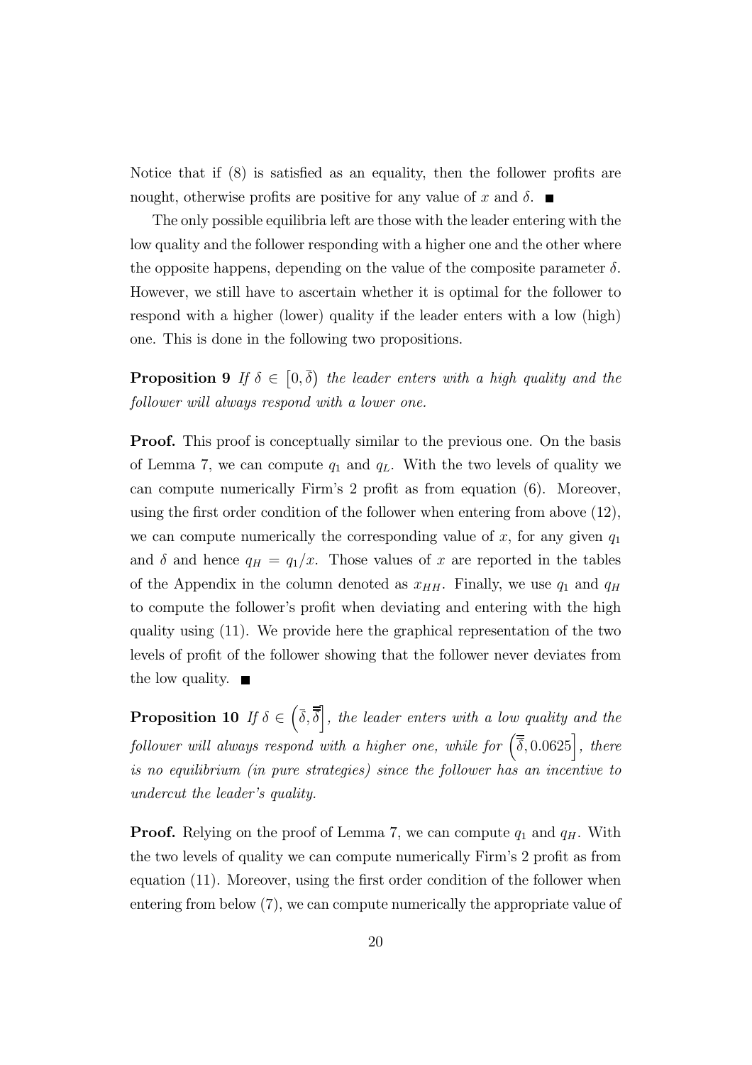Notice that if (8) is satisfied as an equality, then the follower profits are nought, otherwise profits are positive for any value of $x$ and $\delta$. ■

The only possible equilibria left are those with the leader entering with the low quality and the follower responding with a higher one and the other where the opposite happens, depending on the value of the composite parameter $\delta$. However, we still have to ascertain whether it is optimal for the follower to respond with a higher (lower) quality if the leader enters with a low (high) one. This is done in the following two propositions.

**Proposition 9** *If $\delta \in \left[0, \bar{\delta}\right)$ the leader enters with a high quality and the follower will always respond with a lower one.*

**Proof.** This proof is conceptually similar to the previous one. On the basis of Lemma 7, we can compute $q_1$ and $q_L$. With the two levels of quality we can compute numerically Firm's 2 profit as from equation (6). Moreover, using the first order condition of the follower when entering from above (12), we can compute numerically the corresponding value of $x$, for any given $q_1$ and $\delta$ and hence $q_H = q_1/x$. Those values of $x$ are reported in the tables of the Appendix in the column denoted as $x_{HH}$. Finally, we use $q_1$ and $q_H$ to compute the follower's profit when deviating and entering with the high quality using (11). We provide here the graphical representation of the two levels of profit of the follower showing that the follower never deviates from the low quality. ■

**Proposition 10** *If $\delta \in \left(\bar{\delta}, \bar{\bar{\delta}}\right]$, the leader enters with a low quality and the follower will always respond with a higher one, while for $\left(\bar{\bar{\delta}}, 0.0625\right]$, there is no equilibrium (in pure strategies) since the follower has an incentive to undercut the leader's quality.*

**Proof.** Relying on the proof of Lemma 7, we can compute $q_1$ and $q_H$. With the two levels of quality we can compute numerically Firm's 2 profit as from equation (11). Moreover, using the first order condition of the follower when entering from below (7), we can compute numerically the appropriate value of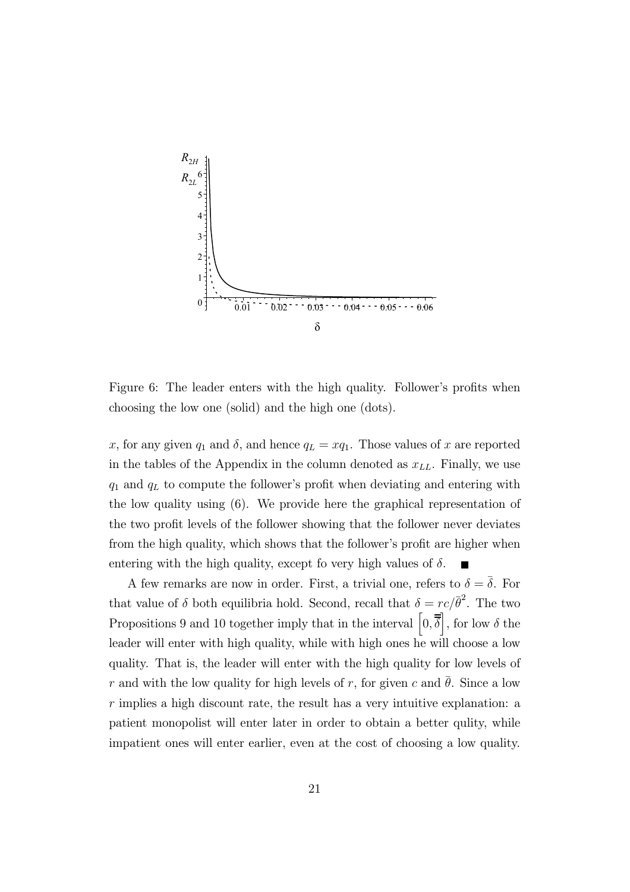Figure 6: The leader enters with the high quality. Follower's profits when choosing the low one (solid) and the high one (dots).

$x$, for any given $q_1$ and $\delta$, and hence $q_L = xq_1$. Those values of $x$ are reported in the tables of the Appendix in the column denoted as $x_{LL}$. Finally, we use $q_1$ and $q_L$ to compute the follower's profit when deviating and entering with the low quality using (6). We provide here the graphical representation of the two profit levels of the follower showing that the follower never deviates from the high quality, which shows that the follower's profit are higher when entering with the high quality, except fo very high values of $\delta$. ■

A few remarks are now in order. First, a trivial one, refers to $\delta = \bar{\delta}$. For that value of $\delta$ both equilibria hold. Second, recall that $\delta = rc/\bar{\theta}^2$. The two Propositions 9 and 10 together imply that in the interval $\left[0, \bar{\bar{\bar{\delta}}}\right]$, for low $\delta$ the leader will enter with high quality, while with high ones he will choose a low quality. That is, the leader will enter with the high quality for low levels of $r$ and with the low quality for high levels of $r$, for given $c$ and $\bar{\theta}$. Since a low $r$ implies a high discount rate, the result has a very intuitive explanation: a patient monopolist will enter later in order to obtain a better qulity, while impatient ones will enter earlier, even at the cost of choosing a low quality.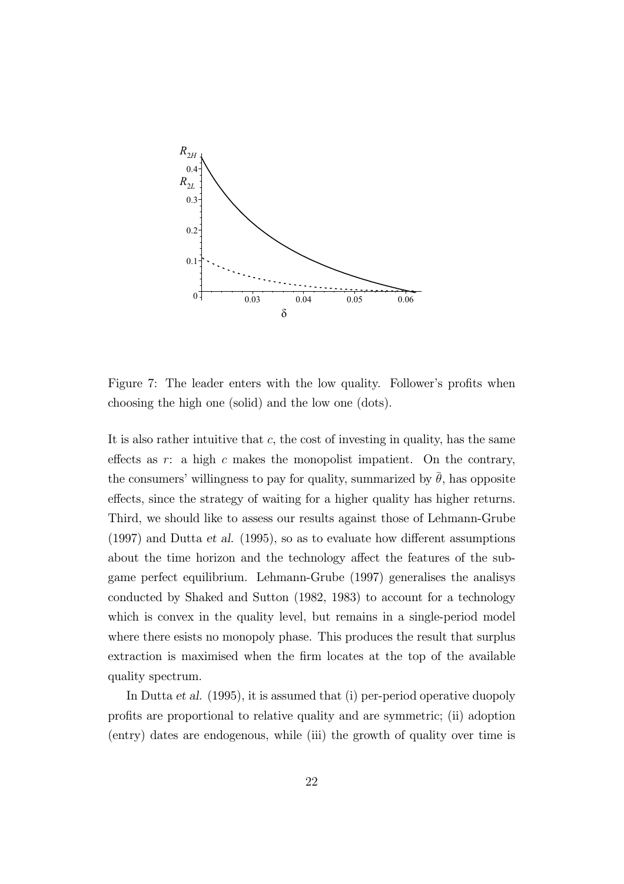Figure 7: The leader enters with the low quality. Follower's profits when choosing the high one (solid) and the low one (dots).

It is also rather intuitive that $c$, the cost of investing in quality, has the same effects as $r$: a high $c$ makes the monopolist impatient. On the contrary, the consumers' willingness to pay for quality, summarized by $\bar{\theta}$, has opposite effects, since the strategy of waiting for a higher quality has higher returns. Third, we should like to assess our results against those of Lehmann-Grube (1997) and Dutta *et al.* (1995), so as to evaluate how different assumptions about the time horizon and the technology affect the features of the subgame perfect equilibrium. Lehmann-Grube (1997) generalises the analisys conducted by Shaked and Sutton (1982, 1983) to account for a technology which is convex in the quality level, but remains in a single-period model where there esists no monopoly phase. This produces the result that surplus extraction is maximised when the firm locates at the top of the available quality spectrum.

In Dutta *et al.* (1995), it is assumed that (i) per-period operative duopoly profits are proportional to relative quality and are symmetric; (ii) adoption (entry) dates are endogenous, while (iii) the growth of quality over time is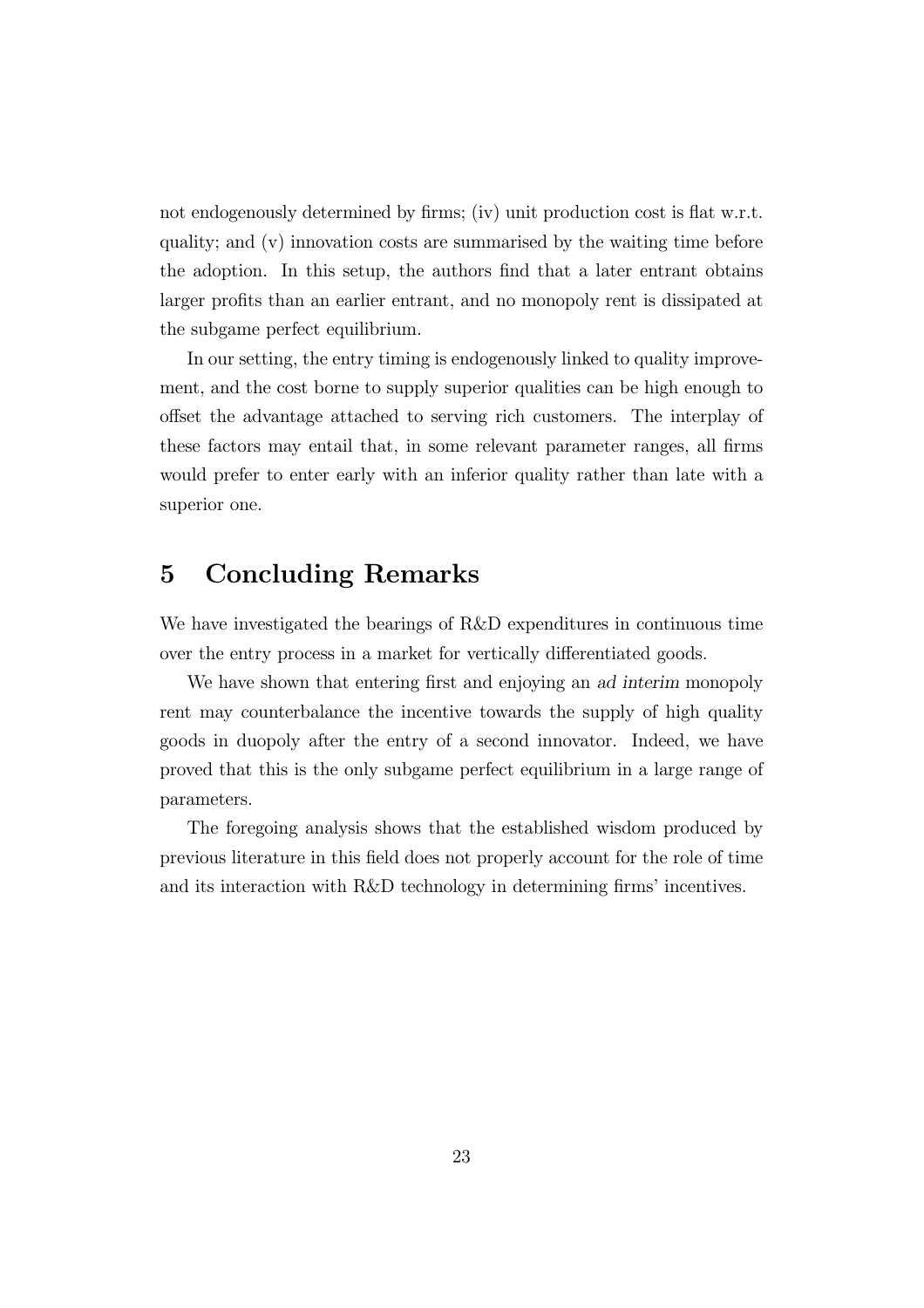not endogenously determined by firms; (iv) unit production cost is flat w.r.t. quality; and (v) innovation costs are summarised by the waiting time before the adoption. In this setup, the authors find that a later entrant obtains larger profits than an earlier entrant, and no monopoly rent is dissipated at the subgame perfect equilibrium.

In our setting, the entry timing is endogenously linked to quality improvement, and the cost borne to supply superior qualities can be high enough to offset the advantage attached to serving rich customers. The interplay of these factors may entail that, in some relevant parameter ranges, all firms would prefer to enter early with an inferior quality rather than late with a superior one.

## 5 Concluding Remarks

We have investigated the bearings of R&D expenditures in continuous time over the entry process in a market for vertically differentiated goods.

We have shown that entering first and enjoying an *ad interim* monopoly rent may counterbalance the incentive towards the supply of high quality goods in duopoly after the entry of a second innovator. Indeed, we have proved that this is the only subgame perfect equilibrium in a large range of parameters.

The foregoing analysis shows that the established wisdom produced by previous literature in this field does not properly account for the role of time and its interaction with R&D technology in determining firms' incentives.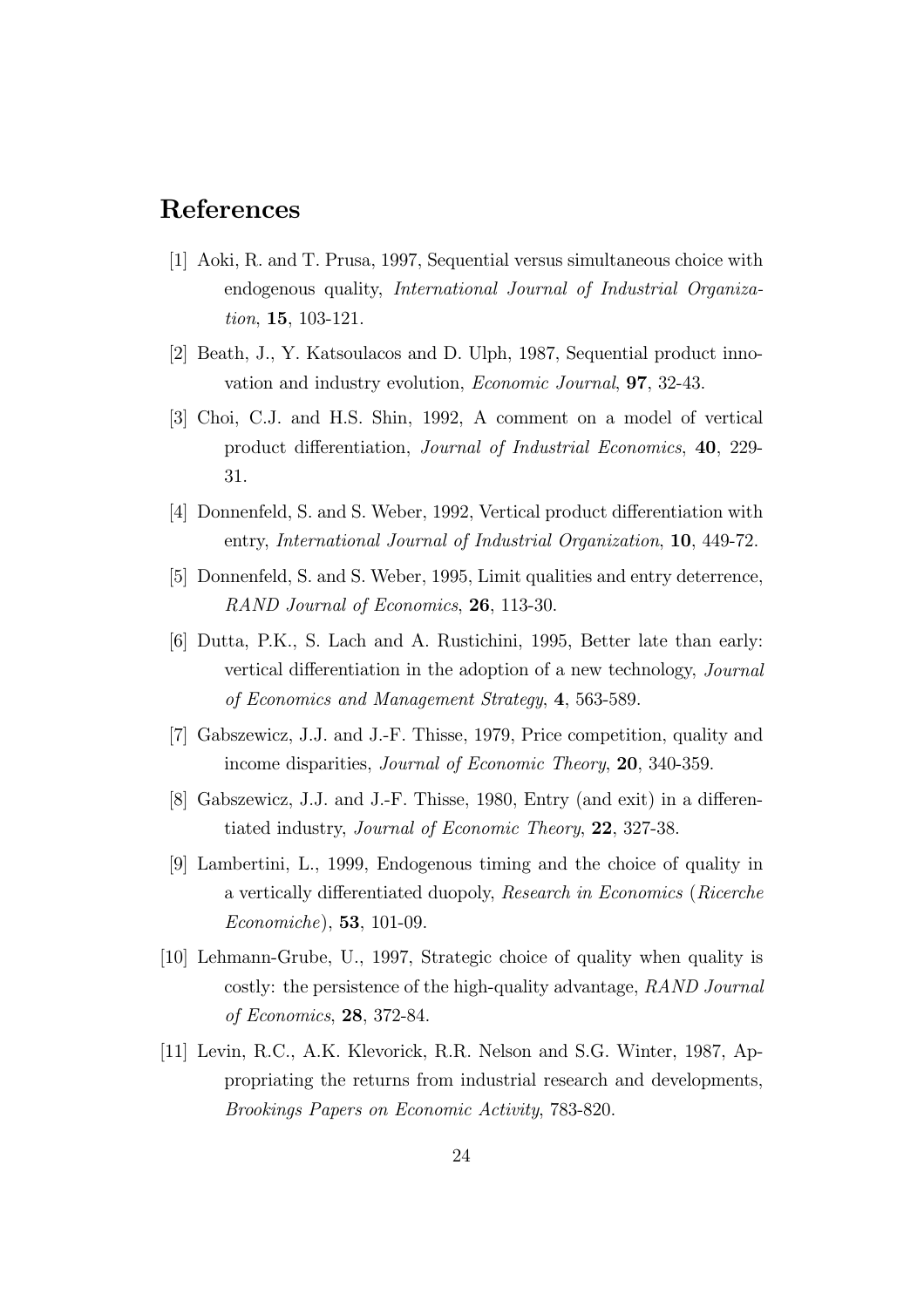# References

[1] Aoki, R. and T. Prusa, 1997, Sequential versus simultaneous choice with endogenous quality, *International Journal of Industrial Organization*, **15**, 103-121.

[2] Beath, J., Y. Katsoulacos and D. Ulph, 1987, Sequential product innovation and industry evolution, *Economic Journal*, **97**, 32-43.

[3] Choi, C.J. and H.S. Shin, 1992, A comment on a model of vertical product differentiation, *Journal of Industrial Economics*, **40**, 229-31.

[4] Donnenfeld, S. and S. Weber, 1992, Vertical product differentiation with entry, *International Journal of Industrial Organization*, **10**, 449-72.

[5] Donnenfeld, S. and S. Weber, 1995, Limit qualities and entry deterrence, *RAND Journal of Economics*, **26**, 113-30.

[6] Dutta, P.K., S. Lach and A. Rustichini, 1995, Better late than early: vertical differentiation in the adoption of a new technology, *Journal of Economics and Management Strategy*, **4**, 563-589.

[7] Gabszewicz, J.J. and J.-F. Thisse, 1979, Price competition, quality and income disparities, *Journal of Economic Theory*, **20**, 340-359.

[8] Gabszewicz, J.J. and J.-F. Thisse, 1980, Entry (and exit) in a differentiated industry, *Journal of Economic Theory*, **22**, 327-38.

[9] Lambertini, L., 1999, Endogenous timing and the choice of quality in a vertically differentiated duopoly, *Research in Economics* (*Ricerche Economiche*), **53**, 101-09.

[10] Lehmann-Grube, U., 1997, Strategic choice of quality when quality is costly: the persistence of the high-quality advantage, *RAND Journal of Economics*, **28**, 372-84.

[11] Levin, R.C., A.K. Klevorick, R.R. Nelson and S.G. Winter, 1987, Appropriating the returns from industrial research and developments, *Brookings Papers on Economic Activity*, 783-820.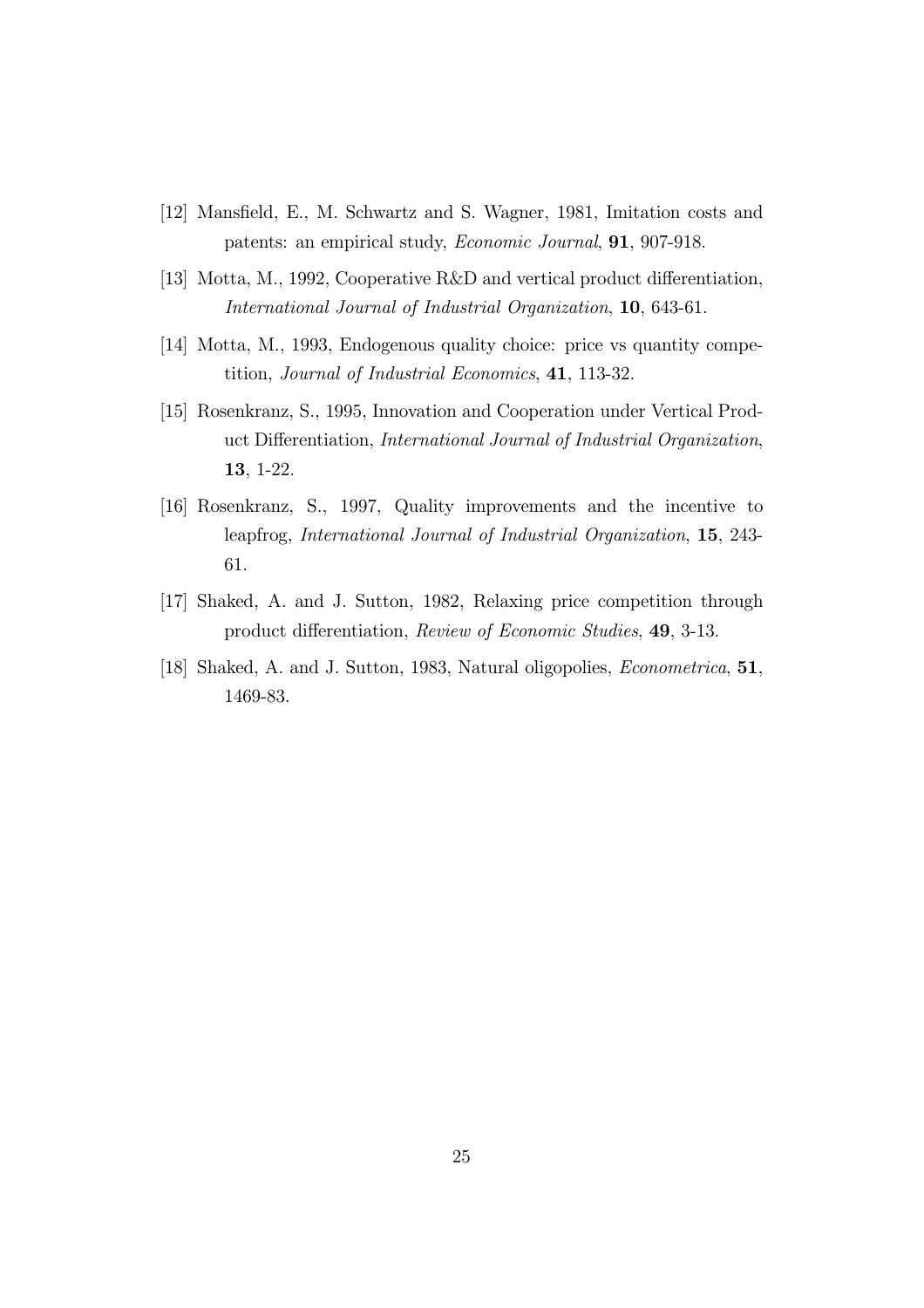[12] Mansfield, E., M. Schwartz and S. Wagner, 1981, Imitation costs and patents: an empirical study, *Economic Journal*, **91**, 907-918.

[13] Motta, M., 1992, Cooperative R&D and vertical product differentiation, *International Journal of Industrial Organization*, **10**, 643-61.

[14] Motta, M., 1993, Endogenous quality choice: price vs quantity competition, *Journal of Industrial Economics*, **41**, 113-32.

[15] Rosenkranz, S., 1995, Innovation and Cooperation under Vertical Product Differentiation, *International Journal of Industrial Organization*, **13**, 1-22.

[16] Rosenkranz, S., 1997, Quality improvements and the incentive to leapfrog, *International Journal of Industrial Organization*, **15**, 243-61.

[17] Shaked, A. and J. Sutton, 1982, Relaxing price competition through product differentiation, *Review of Economic Studies*, **49**, 3-13.

[18] Shaked, A. and J. Sutton, 1983, Natural oligopolies, *Econometrica*, **51**, 1469-83.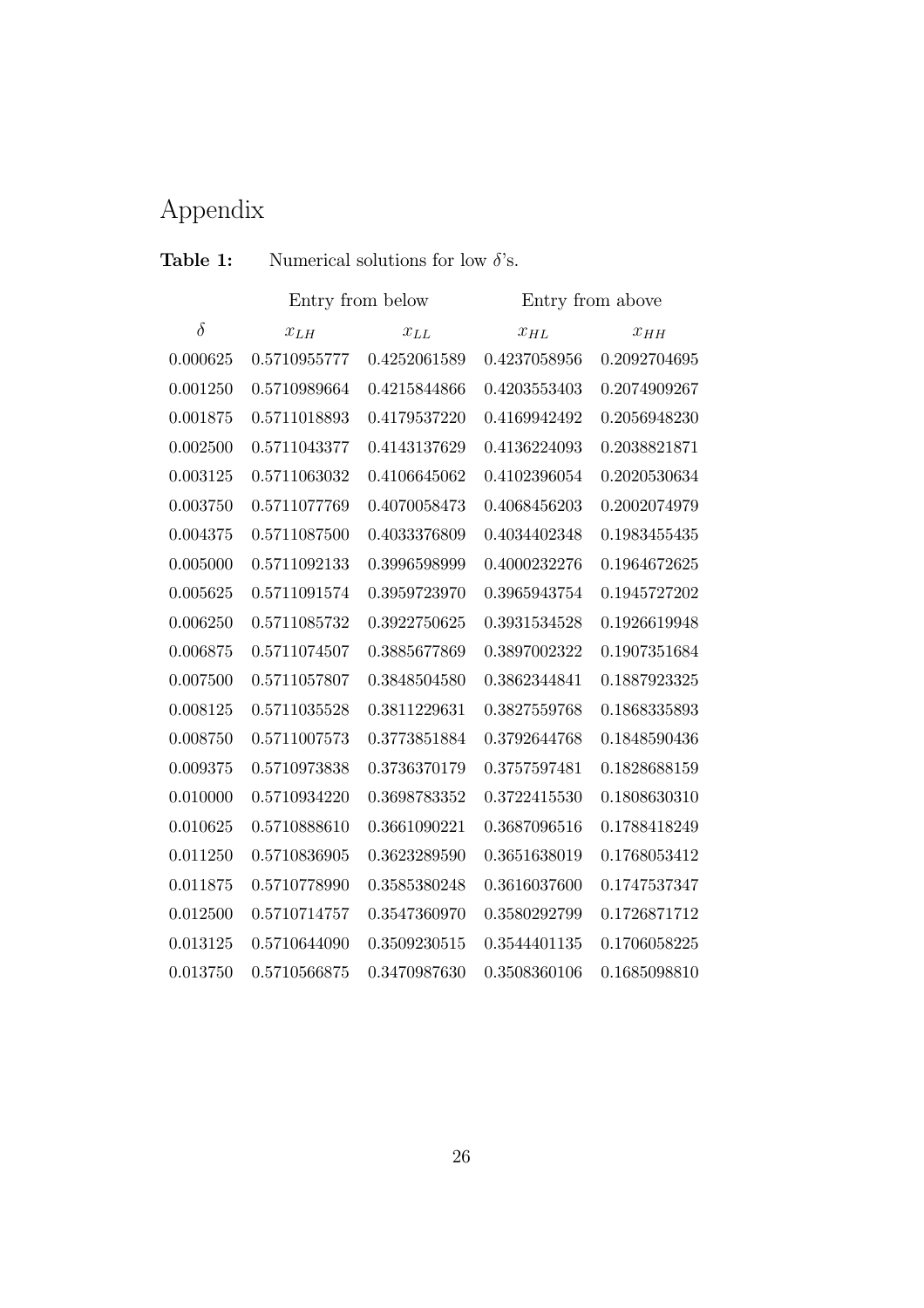# Appendix

**Table 1:** Numerical solutions for low $\delta$'s.

| | Entry from below | | Entry from above | |
|---|---|---|---|---|
| $\delta$ | $x_{LH}$ | $x_{LL}$ | $x_{HL}$ | $x_{HH}$ |
| 0.000625 | 0.5710955777 | 0.4252061589 | 0.4237058956 | 0.2092704695 |
| 0.001250 | 0.5710989664 | 0.4215844866 | 0.4203553403 | 0.2074909267 |
| 0.001875 | 0.5711018893 | 0.4179537220 | 0.4169942492 | 0.2056948230 |
| 0.002500 | 0.5711043377 | 0.4143137629 | 0.4136224093 | 0.2038821871 |
| 0.003125 | 0.5711063032 | 0.4106645062 | 0.4102396054 | 0.2020530634 |
| 0.003750 | 0.5711077769 | 0.4070058473 | 0.4068456203 | 0.2002074979 |
| 0.004375 | 0.5711087500 | 0.4033376809 | 0.4034402348 | 0.1983455435 |
| 0.005000 | 0.5711092133 | 0.3996598999 | 0.4000232276 | 0.1964672625 |
| 0.005625 | 0.5711091574 | 0.3959723970 | 0.3965943754 | 0.1945727202 |
| 0.006250 | 0.5711085732 | 0.3922750625 | 0.3931534528 | 0.1926619948 |
| 0.006875 | 0.5711074507 | 0.3885677869 | 0.3897002322 | 0.1907351684 |
| 0.007500 | 0.5711057807 | 0.3848504580 | 0.3862344841 | 0.1887923325 |
| 0.008125 | 0.5711035528 | 0.3811229631 | 0.3827559768 | 0.1868335893 |
| 0.008750 | 0.5711007573 | 0.3773851884 | 0.3792644768 | 0.1848590436 |
| 0.009375 | 0.5710973838 | 0.3736370179 | 0.3757597481 | 0.1828688159 |
| 0.010000 | 0.5710934220 | 0.3698783352 | 0.3722415530 | 0.1808630310 |
| 0.010625 | 0.5710888610 | 0.3661090221 | 0.3687096516 | 0.1788418249 |
| 0.011250 | 0.5710836905 | 0.3623289590 | 0.3651638019 | 0.1768053412 |
| 0.011875 | 0.5710778990 | 0.3585380248 | 0.3616037600 | 0.1747537347 |
| 0.012500 | 0.5710714757 | 0.3547360970 | 0.3580292799 | 0.1726871712 |
| 0.013125 | 0.5710644090 | 0.3509230515 | 0.3544401135 | 0.1706058225 |
| 0.013750 | 0.5710566875 | 0.3470987630 | 0.3508360106 | 0.1685098810 |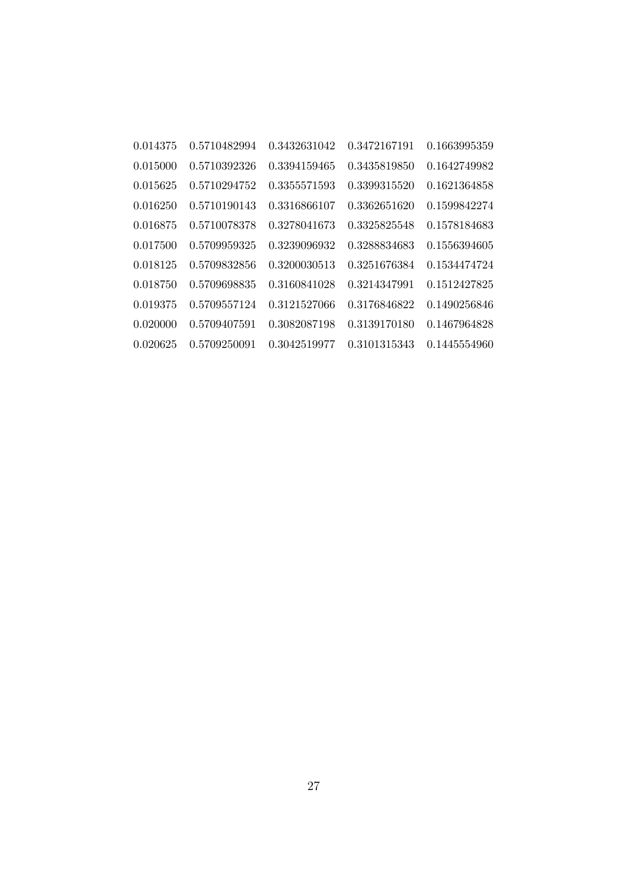| | | | | |
|---|---|---|---|---|
| 0.014375 | 0.5710482994 | 0.3432631042 | 0.3472167191 | 0.1663995359 |
| 0.015000 | 0.5710392326 | 0.3394159465 | 0.3435819850 | 0.1642749982 |
| 0.015625 | 0.5710294752 | 0.3355571593 | 0.3399315520 | 0.1621364858 |
| 0.016250 | 0.5710190143 | 0.3316866107 | 0.3362651620 | 0.1599842274 |
| 0.016875 | 0.5710078378 | 0.3278041673 | 0.3325825548 | 0.1578184683 |
| 0.017500 | 0.5709959325 | 0.3239096932 | 0.3288834683 | 0.1556394605 |
| 0.018125 | 0.5709832856 | 0.3200030513 | 0.3251676384 | 0.1534474724 |
| 0.018750 | 0.5709698835 | 0.3160841028 | 0.3214347991 | 0.1512427825 |
| 0.019375 | 0.5709557124 | 0.3121527066 | 0.3176846822 | 0.1490256846 |
| 0.020000 | 0.5709407591 | 0.3082087198 | 0.3139170180 | 0.1467964828 |
| 0.020625 | 0.5709250091 | 0.3042519977 | 0.3101315343 | 0.1445554960 |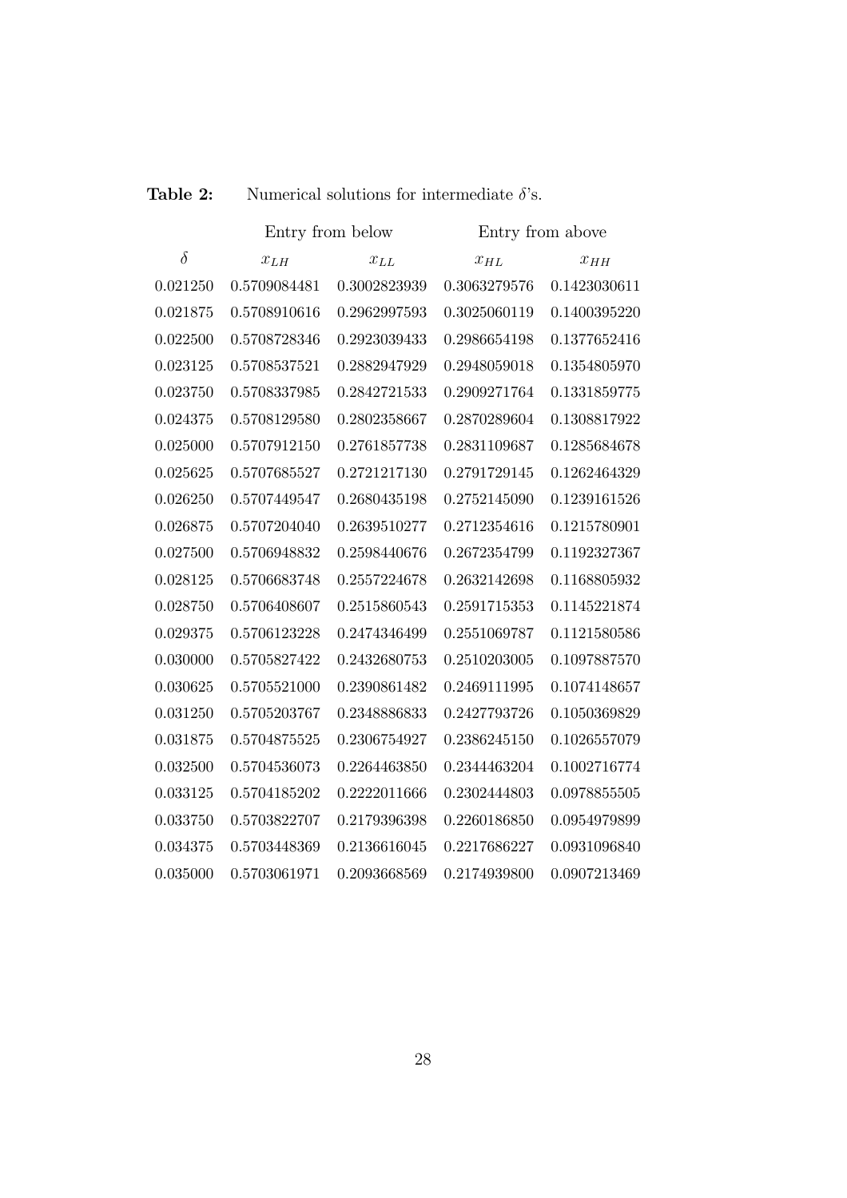**Table 2:** Numerical solutions for intermediate $\delta$'s.

| | Entry from below | | Entry from above | |
|---|---|---|---|---|
| $\delta$ | $x_{LH}$ | $x_{LL}$ | $x_{HL}$ | $x_{HH}$ |
| 0.021250 | 0.5709084481 | 0.3002823939 | 0.3063279576 | 0.1423030611 |
| 0.021875 | 0.5708910616 | 0.2962997593 | 0.3025060119 | 0.1400395220 |
| 0.022500 | 0.5708728346 | 0.2923039433 | 0.2986654198 | 0.1377652416 |
| 0.023125 | 0.5708537521 | 0.2882947929 | 0.2948059018 | 0.1354805970 |
| 0.023750 | 0.5708337985 | 0.2842721533 | 0.2909271764 | 0.1331859775 |
| 0.024375 | 0.5708129580 | 0.2802358667 | 0.2870289604 | 0.1308817922 |
| 0.025000 | 0.5707912150 | 0.2761857738 | 0.2831109687 | 0.1285684678 |
| 0.025625 | 0.5707685527 | 0.2721217130 | 0.2791729145 | 0.1262464329 |
| 0.026250 | 0.5707449547 | 0.2680435198 | 0.2752145090 | 0.1239161526 |
| 0.026875 | 0.5707204040 | 0.2639510277 | 0.2712354616 | 0.1215780901 |
| 0.027500 | 0.5706948832 | 0.2598440676 | 0.2672354799 | 0.1192327367 |
| 0.028125 | 0.5706683748 | 0.2557224678 | 0.2632142698 | 0.1168805932 |
| 0.028750 | 0.5706408607 | 0.2515860543 | 0.2591715353 | 0.1145221874 |
| 0.029375 | 0.5706123228 | 0.2474346499 | 0.2551069787 | 0.1121580586 |
| 0.030000 | 0.5705827422 | 0.2432680753 | 0.2510203005 | 0.1097887570 |
| 0.030625 | 0.5705521000 | 0.2390861482 | 0.2469111995 | 0.1074148657 |
| 0.031250 | 0.5705203767 | 0.2348886833 | 0.2427793726 | 0.1050369829 |
| 0.031875 | 0.5704875525 | 0.2306754927 | 0.2386245150 | 0.1026557079 |
| 0.032500 | 0.5704536073 | 0.2264463850 | 0.2344463204 | 0.1002716774 |
| 0.033125 | 0.5704185202 | 0.2222011666 | 0.2302444803 | 0.0978855505 |
| 0.033750 | 0.5703822707 | 0.2179396398 | 0.2260186850 | 0.0954979899 |
| 0.034375 | 0.5703448369 | 0.2136616045 | 0.2217686227 | 0.0931096840 |
| 0.035000 | 0.5703061971 | 0.2093668569 | 0.2174939800 | 0.0907213469 |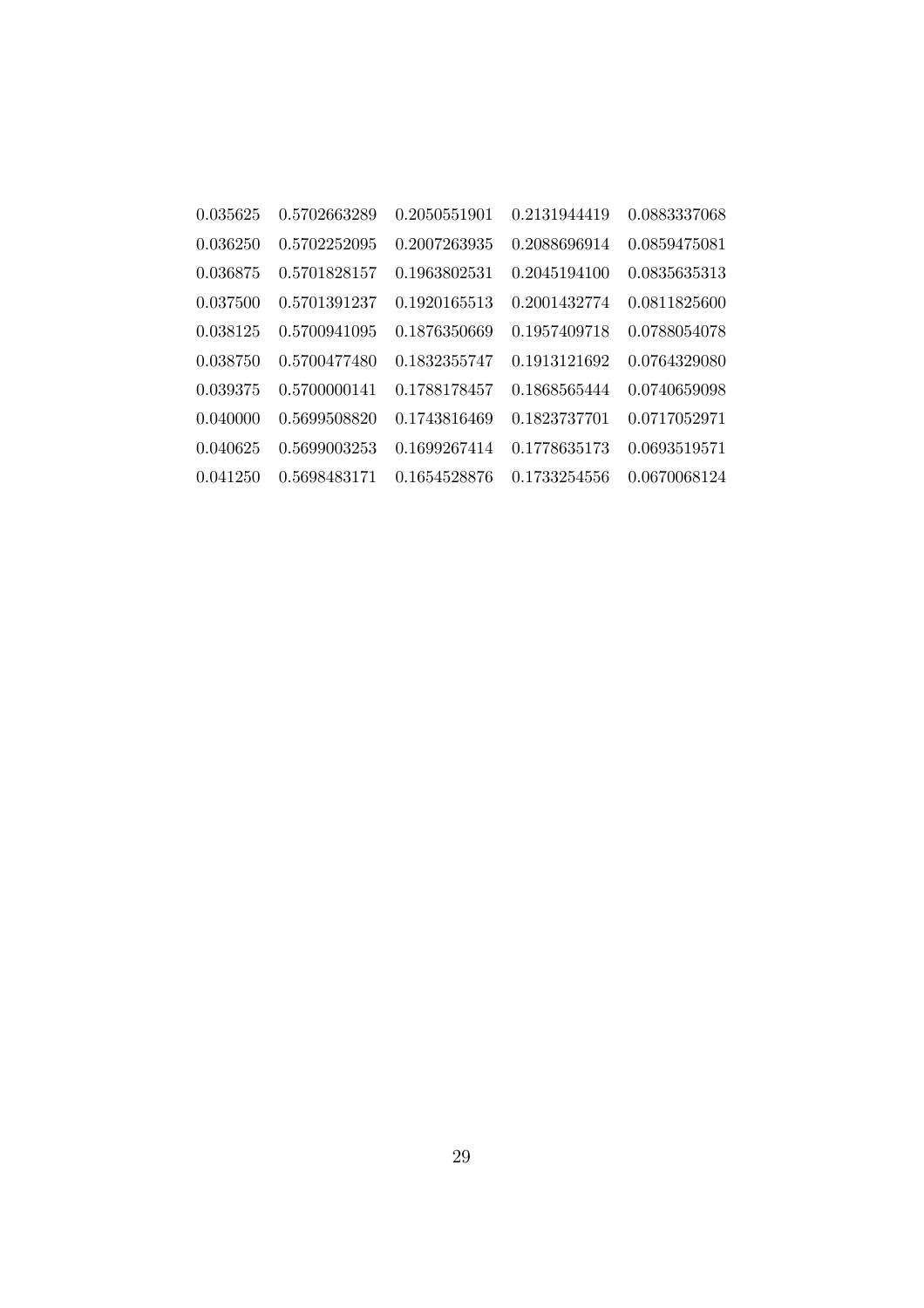| | | | | |
|---|---|---|---|---|
| 0.035625 | 0.5702663289 | 0.2050551901 | 0.2131944419 | 0.0883337068 |
| 0.036250 | 0.5702252095 | 0.2007263935 | 0.2088696914 | 0.0859475081 |
| 0.036875 | 0.5701828157 | 0.1963802531 | 0.2045194100 | 0.0835635313 |
| 0.037500 | 0.5701391237 | 0.1920165513 | 0.2001432774 | 0.0811825600 |
| 0.038125 | 0.5700941095 | 0.1876350669 | 0.1957409718 | 0.0788054078 |
| 0.038750 | 0.5700477480 | 0.1832355747 | 0.1913121692 | 0.0764329080 |
| 0.039375 | 0.5700000141 | 0.1788178457 | 0.1868565444 | 0.0740659098 |
| 0.040000 | 0.5699508820 | 0.1743816469 | 0.1823737701 | 0.0717052971 |
| 0.040625 | 0.5699003253 | 0.1699267414 | 0.1778635173 | 0.0693519571 |
| 0.041250 | 0.5698483171 | 0.1654528876 | 0.1733254556 | 0.0670068124 |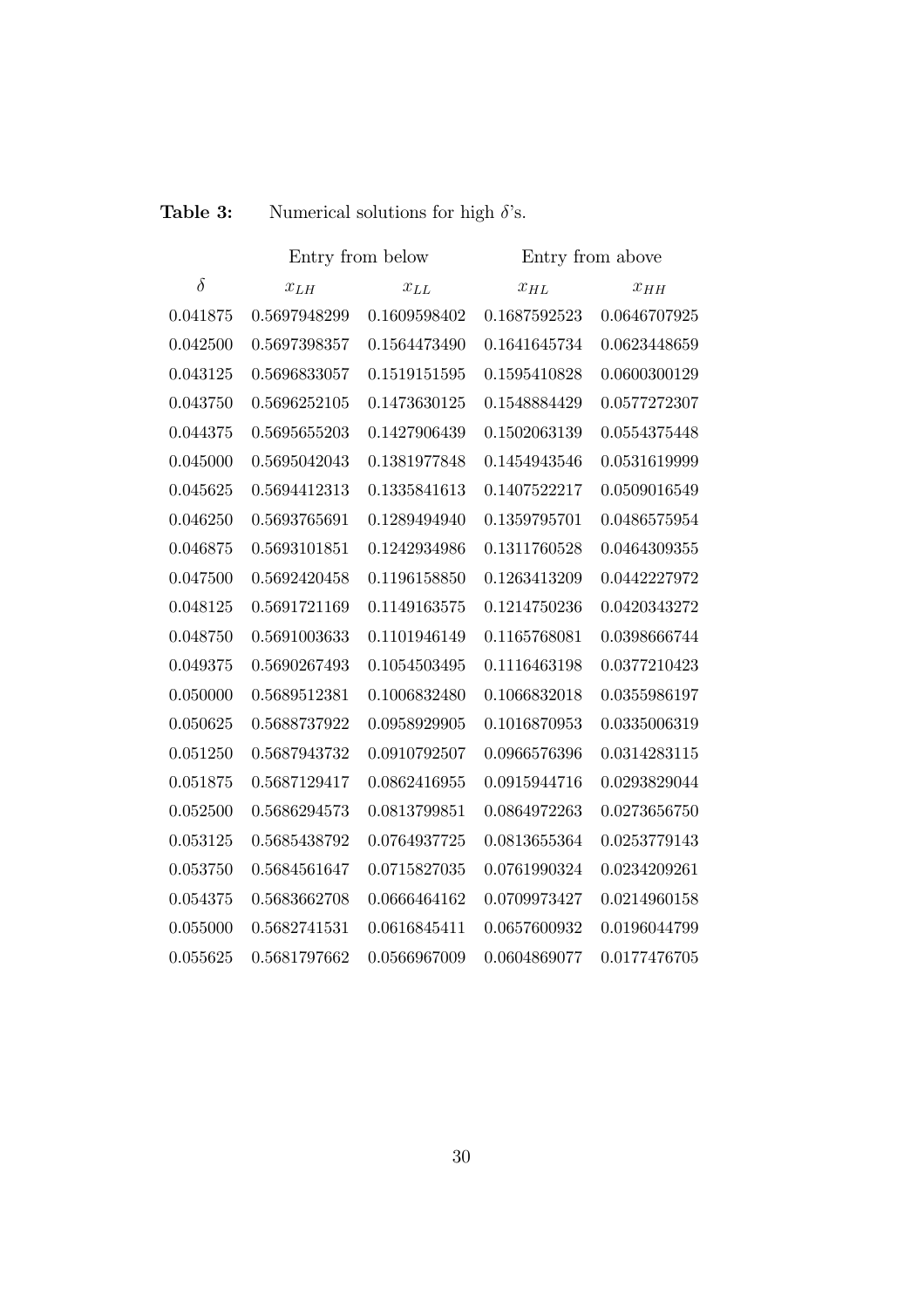**Table 3:** Numerical solutions for high $\delta$'s.

| | Entry from below | | Entry from above | |
|---|---|---|---|---|
| $\delta$ | $x_{LH}$ | $x_{LL}$ | $x_{HL}$ | $x_{HH}$ |
| 0.041875 | 0.5697948299 | 0.1609598402 | 0.1687592523 | 0.0646707925 |
| 0.042500 | 0.5697398357 | 0.1564473490 | 0.1641645734 | 0.0623448659 |
| 0.043125 | 0.5696833057 | 0.1519151595 | 0.1595410828 | 0.0600300129 |
| 0.043750 | 0.5696252105 | 0.1473630125 | 0.1548884429 | 0.0577272307 |
| 0.044375 | 0.5695655203 | 0.1427906439 | 0.1502063139 | 0.0554375448 |
| 0.045000 | 0.5695042043 | 0.1381977848 | 0.1454943546 | 0.0531619999 |
| 0.045625 | 0.5694412313 | 0.1335841613 | 0.1407522217 | 0.0509016549 |
| 0.046250 | 0.5693765691 | 0.1289494940 | 0.1359795701 | 0.0486575954 |
| 0.046875 | 0.5693101851 | 0.1242934986 | 0.1311760528 | 0.0464309355 |
| 0.047500 | 0.5692420458 | 0.1196158850 | 0.1263413209 | 0.0442227972 |
| 0.048125 | 0.5691721169 | 0.1149163575 | 0.1214750236 | 0.0420343272 |
| 0.048750 | 0.5691003633 | 0.1101946149 | 0.1165768081 | 0.0398666744 |
| 0.049375 | 0.5690267493 | 0.1054503495 | 0.1116463198 | 0.0377210423 |
| 0.050000 | 0.5689512381 | 0.1006832480 | 0.1066832018 | 0.0355986197 |
| 0.050625 | 0.5688737922 | 0.0958929905 | 0.1016870953 | 0.0335006319 |
| 0.051250 | 0.5687943732 | 0.0910792507 | 0.0966576396 | 0.0314283115 |
| 0.051875 | 0.5687129417 | 0.0862416955 | 0.0915944716 | 0.0293829044 |
| 0.052500 | 0.5686294573 | 0.0813799851 | 0.0864972263 | 0.0273656750 |
| 0.053125 | 0.5685438792 | 0.0764937725 | 0.0813655364 | 0.0253779143 |
| 0.053750 | 0.5684561647 | 0.0715827035 | 0.0761990324 | 0.0234209261 |
| 0.054375 | 0.5683662708 | 0.0666464162 | 0.0709973427 | 0.0214960158 |
| 0.055000 | 0.5682741531 | 0.0616845411 | 0.0657600932 | 0.0196044799 |
| 0.055625 | 0.5681797662 | 0.0566967009 | 0.0604869077 | 0.0177476705 |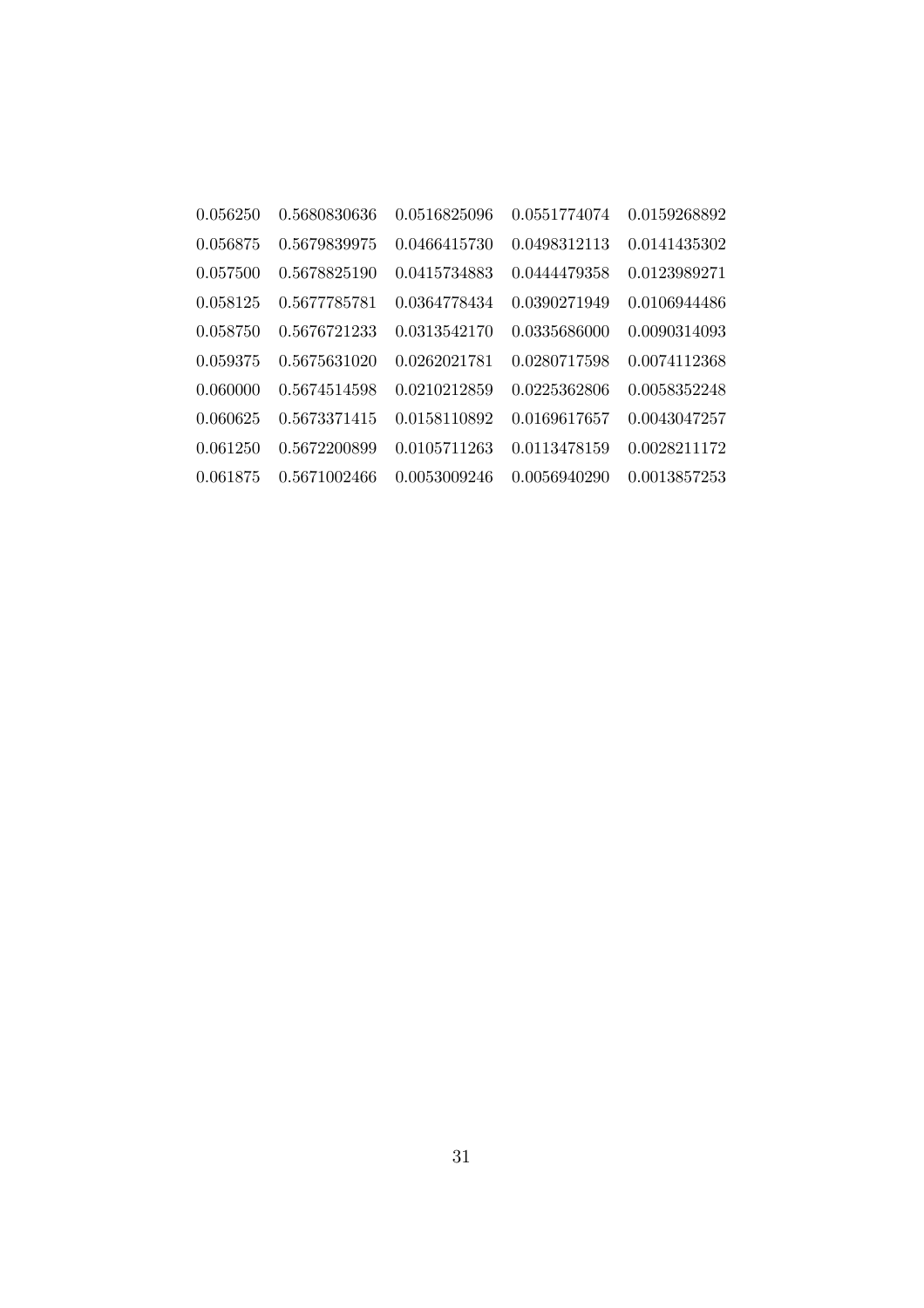| | | | | |
|---|---|---|---|---|
| 0.056250 | 0.5680830636 | 0.0516825096 | 0.0551774074 | 0.0159268892 |
| 0.056875 | 0.5679839975 | 0.0466415730 | 0.0498312113 | 0.0141435302 |
| 0.057500 | 0.5678825190 | 0.0415734883 | 0.0444479358 | 0.0123989271 |
| 0.058125 | 0.5677785781 | 0.0364778434 | 0.0390271949 | 0.0106944486 |
| 0.058750 | 0.5676721233 | 0.0313542170 | 0.0335686000 | 0.0090314093 |
| 0.059375 | 0.5675631020 | 0.0262021781 | 0.0280717598 | 0.0074112368 |
| 0.060000 | 0.5674514598 | 0.0210212859 | 0.0225362806 | 0.0058352248 |
| 0.060625 | 0.5673371415 | 0.0158110892 | 0.0169617657 | 0.0043047257 |
| 0.061250 | 0.5672200899 | 0.0105711263 | 0.0113478159 | 0.0028211172 |
| 0.061875 | 0.5671002466 | 0.0053009246 | 0.0056940290 | 0.0013857253 |